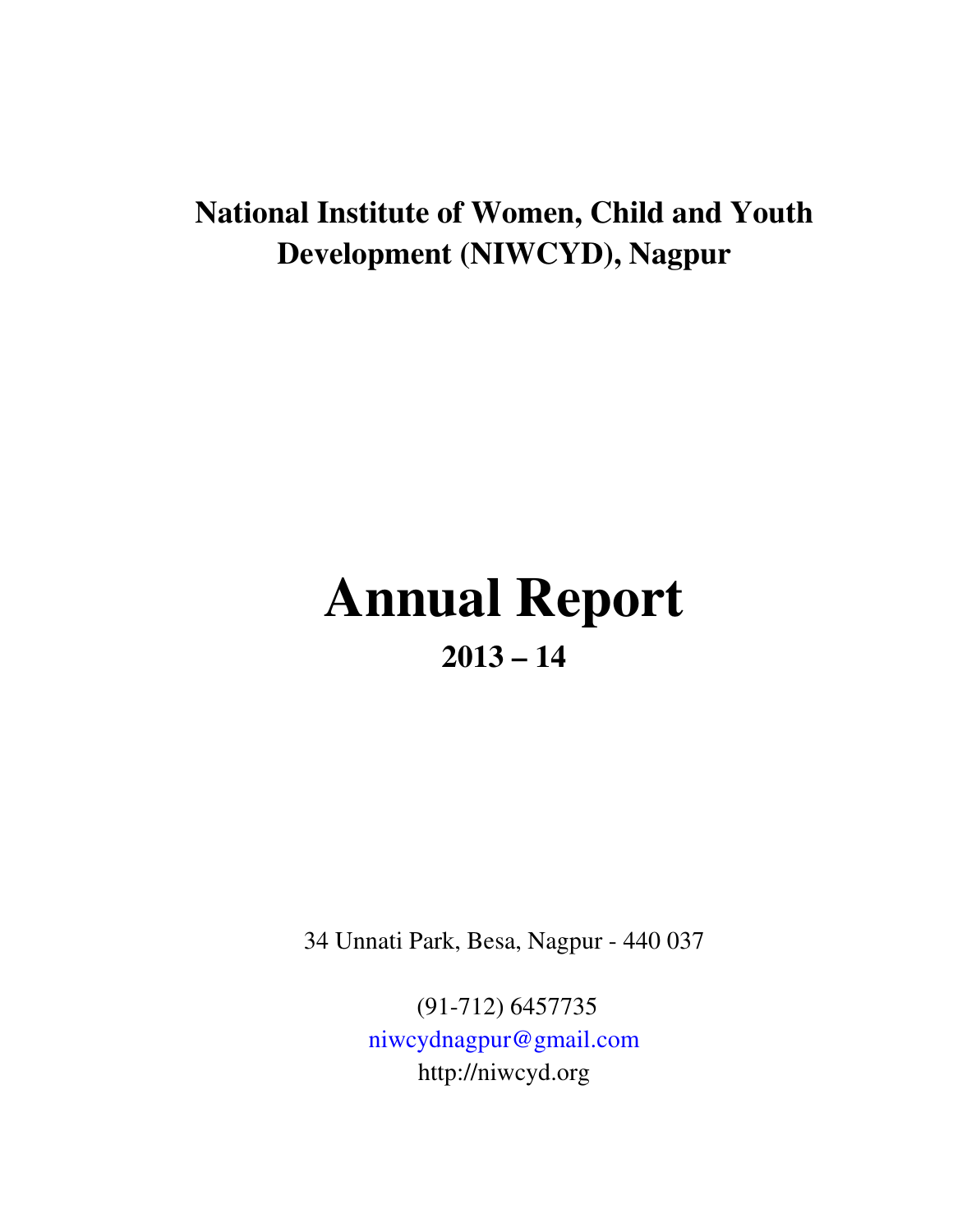**National Institute of Women, Child and Youth Development (NIWCYD), Nagpur**

# Annual Report

## 2013 – 14

34 Unnati Park, Besa, Nagpur - 440 037

(91-712) 6457735

niwcydnagpur@gmail.com

http://niwcyd.org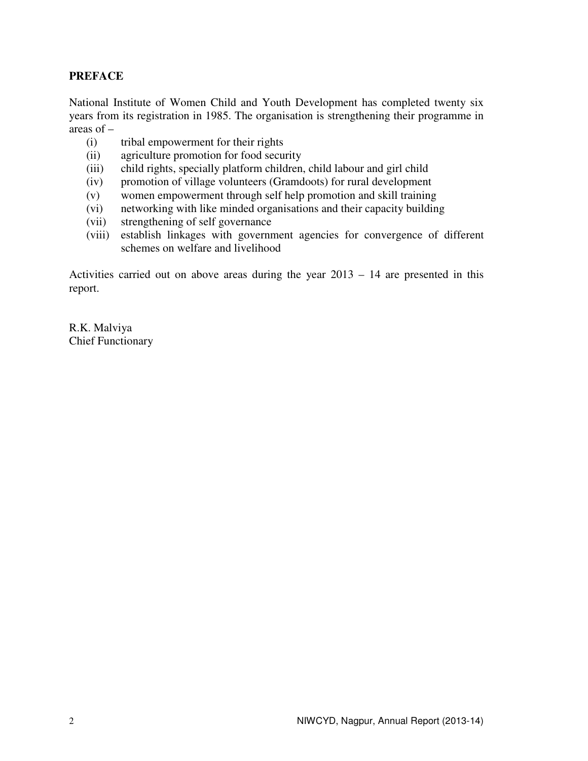## PREFACE

National Institute of Women Child and Youth Development has completed twenty six years from its registration in 1985. The organisation is strengthening their programme in areas of –

(i) tribal empowerment for their rights
(ii) agriculture promotion for food security
(iii) child rights, specially platform children, child labour and girl child
(iv) promotion of village volunteers (Gramdoots) for rural development
(v) women empowerment through self help promotion and skill training
(vi) networking with like minded organisations and their capacity building
(vii) strengthening of self governance
(viii) establish linkages with government agencies for convergence of different schemes on welfare and livelihood

Activities carried out on above areas during the year 2013 – 14 are presented in this report.

R.K. Malviya
Chief Functionary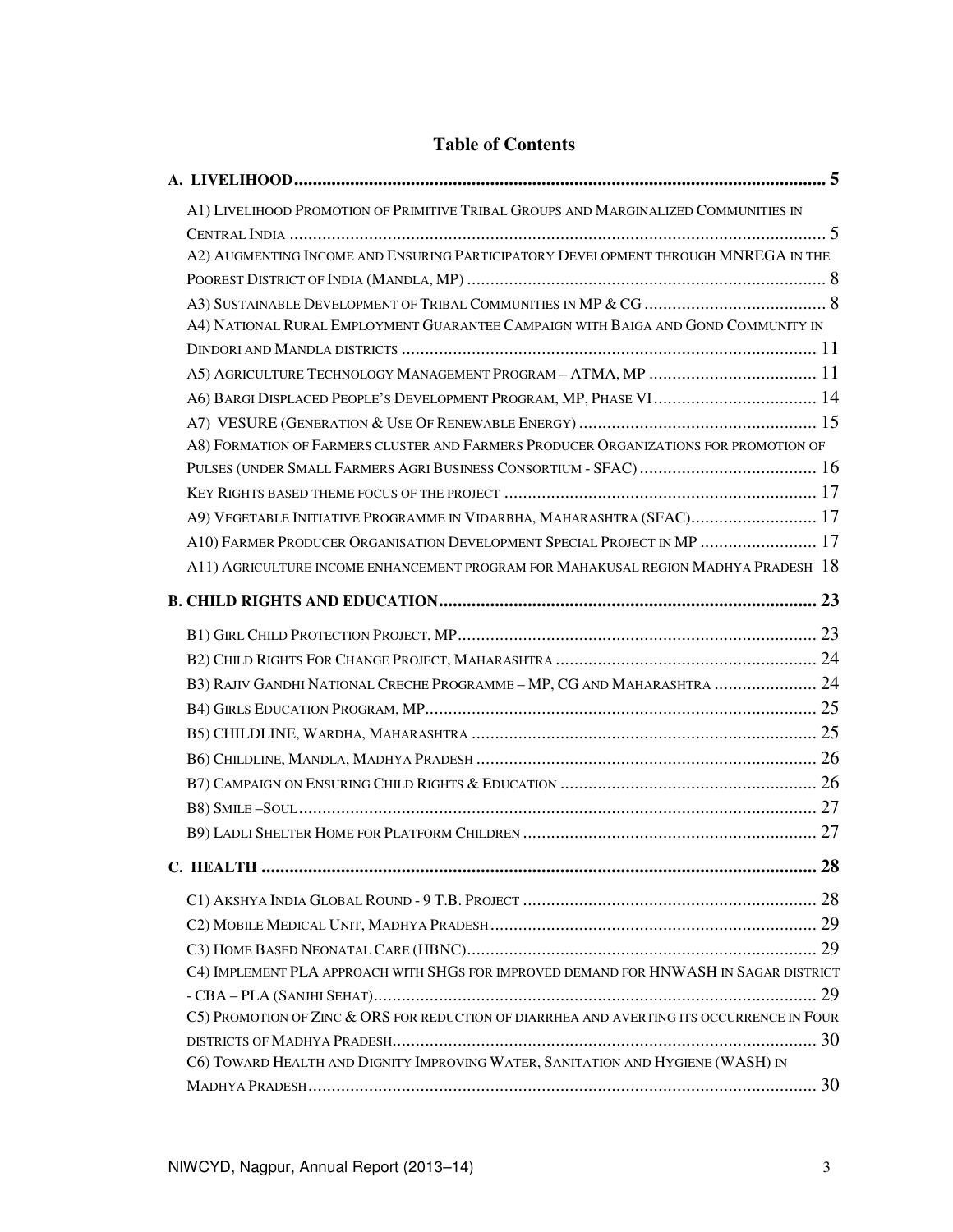# Table of Contents

**A. LIVELIHOOD** ........ 5

- A1) Livelihood Promotion of Primitive Tribal Groups and Marginalized Communities in Central India ........ 5
- A2) Augmenting Income and Ensuring Participatory Development through MNREGA in the Poorest District of India (Mandla, MP) ........ 8
- A3) Sustainable Development of Tribal Communities in MP & CG ........ 8
- A4) National Rural Employment Guarantee Campaign with Baiga and Gond Community in Dindori and Mandla districts ........ 11
- A5) Agriculture Technology Management Program – ATMA, MP ........ 11
- A6) Bargi Displaced People's Development Program, MP, Phase VI ........ 14
- A7) VESURE (Generation & Use of Renewable Energy) ........ 15
- A8) Formation of Farmers cluster and Farmers Producer Organizations for promotion of Pulses (under Small Farmers Agri Business Consortium - SFAC) ........ 16
- Key Rights based theme focus of the project ........ 17
- A9) Vegetable Initiative Programme in Vidarbha, Maharashtra (SFAC) ........ 17
- A10) Farmer Producer Organisation Development Special Project in MP ........ 17
- A11) Agriculture income enhancement program for Mahakusal region Madhya Pradesh ........ 18

**B. CHILD RIGHTS AND EDUCATION** ........ 23

- B1) Girl Child Protection Project, MP ........ 23
- B2) Child Rights For Change Project, Maharashtra ........ 24
- B3) Rajiv Gandhi National Creche Programme – MP, CG and Maharashtra ........ 24
- B4) Girls Education Program, MP ........ 25
- B5) CHILDLINE, Wardha, Maharashtra ........ 25
- B6) Childline, Mandla, Madhya Pradesh ........ 26
- B7) Campaign on Ensuring Child Rights & Education ........ 26
- B8) Smile –Soul ........ 27
- B9) Ladli Shelter Home for Platform Children ........ 27

**C. HEALTH** ........ 28

- C1) Akshya India Global Round - 9 T.B. Project ........ 28
- C2) Mobile Medical Unit, Madhya Pradesh ........ 29
- C3) Home Based Neonatal Care (HBNC) ........ 29
- C4) Implement PLA approach with SHGs for improved demand for HNWASH in Sagar district - CBA – PLA (Sanjhi Sehat) ........ 29
- C5) Promotion of Zinc & ORS for reduction of diarrhea and averting its occurrence in Four districts of Madhya Pradesh ........ 30
- C6) Toward Health and Dignity Improving Water, Sanitation and Hygiene (WASH) in Madhya Pradesh ........ 30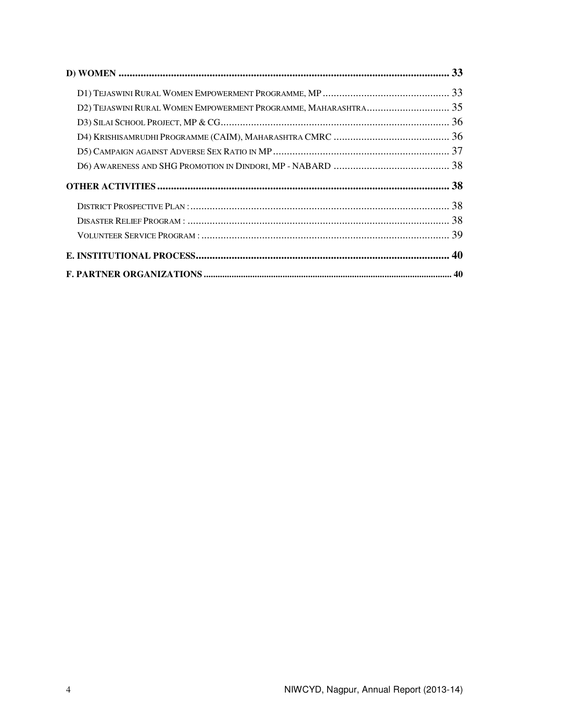**D) WOMEN** ........................................................................................................................ **33**

- D1) TEJASWINI RURAL WOMEN EMPOWERMENT PROGRAMME, MP ............................................. 33
- D2) TEJASWINI RURAL WOMEN EMPOWERMENT PROGRAMME, MAHARASHTRA.............................. 35
- D3) SILAI SCHOOL PROJECT, MP & CG................................................................................... 36
- D4) KRISHISAMRUDHI PROGRAMME (CAIM), MAHARASHTRA CMRC .......................................... 36
- D5) CAMPAIGN AGAINST ADVERSE SEX RATIO IN MP ................................................................ 37
- D6) AWARENESS AND SHG PROMOTION IN DINDORI, MP - NABARD .......................................... 38

**OTHER ACTIVITIES** ......................................................................................................... **38**

- DISTRICT PROSPECTIVE PLAN : ............................................................................................. 38
- DISASTER RELIEF PROGRAM : ............................................................................................... 38
- VOLUNTEER SERVICE PROGRAM : .......................................................................................... 39

**E. INSTITUTIONAL PROCESS**............................................................................................ **40**

**F. PARTNER ORGANIZATIONS** ........................................................................................... **40**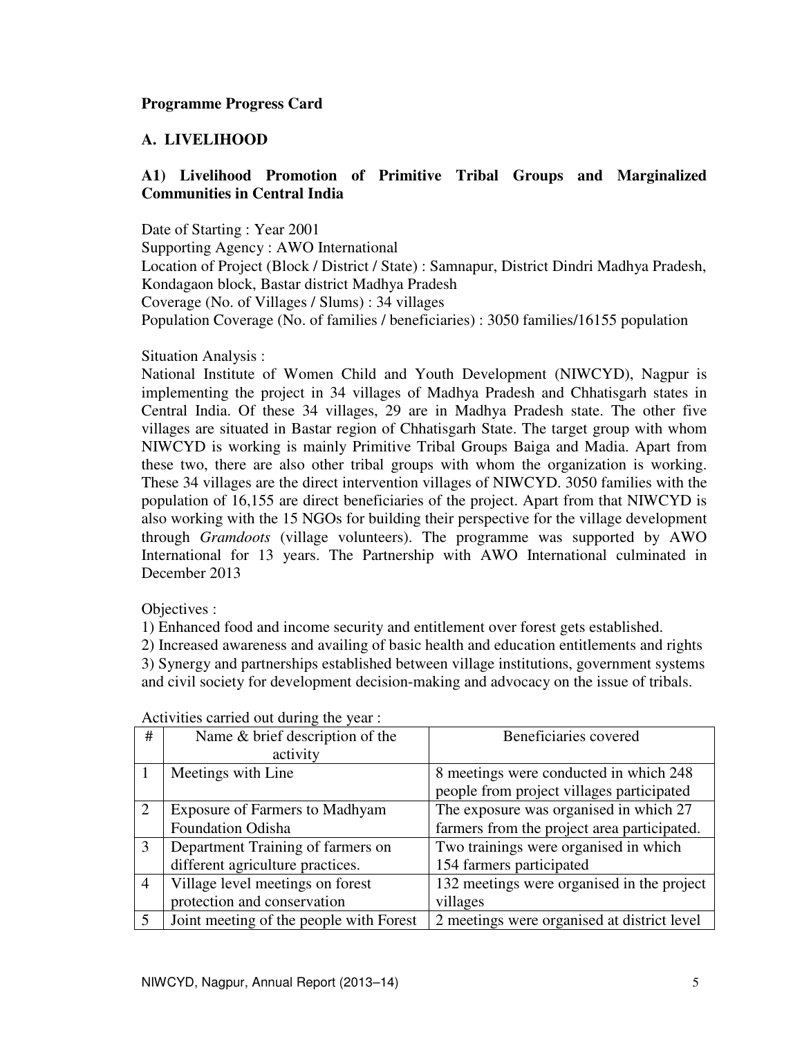**Programme Progress Card**

## A. LIVELIHOOD

### A1) Livelihood Promotion of Primitive Tribal Groups and Marginalized Communities in Central India

Date of Starting : Year 2001
Supporting Agency : AWO International
Location of Project (Block / District / State) : Samnapur, District Dindri Madhya Pradesh, Kondagaon block, Bastar district Madhya Pradesh
Coverage (No. of Villages / Slums) : 34 villages
Population Coverage (No. of families / beneficiaries) : 3050 families/16155 population

Situation Analysis :
National Institute of Women Child and Youth Development (NIWCYD), Nagpur is implementing the project in 34 villages of Madhya Pradesh and Chhatisgarh states in Central India. Of these 34 villages, 29 are in Madhya Pradesh state. The other five villages are situated in Bastar region of Chhatisgarh State. The target group with whom NIWCYD is working is mainly Primitive Tribal Groups Baiga and Madia. Apart from these two, there are also other tribal groups with whom the organization is working. These 34 villages are the direct intervention villages of NIWCYD. 3050 families with the population of 16,155 are direct beneficiaries of the project. Apart from that NIWCYD is also working with the 15 NGOs for building their perspective for the village development through *Gramdoots* (village volunteers). The programme was supported by AWO International for 13 years. The Partnership with AWO International culminated in December 2013

Objectives :
1) Enhanced food and income security and entitlement over forest gets established.
2) Increased awareness and availing of basic health and education entitlements and rights
3) Synergy and partnerships established between village institutions, government systems and civil society for development decision-making and advocacy on the issue of tribals.

Activities carried out during the year :

| # | Name & brief description of the activity | Beneficiaries covered |
|---|---|---|
| 1 | Meetings with Line | 8 meetings were conducted in which 248 people from project villages participated |
| 2 | Exposure of Farmers to Madhyam Foundation Odisha | The exposure was organised in which 27 farmers from the project area participated. |
| 3 | Department Training of farmers on different agriculture practices. | Two trainings were organised in which 154 farmers participated |
| 4 | Village level meetings on forest protection and conservation | 132 meetings were organised in the project villages |
| 5 | Joint meeting of the people with Forest | 2 meetings were organised at district level |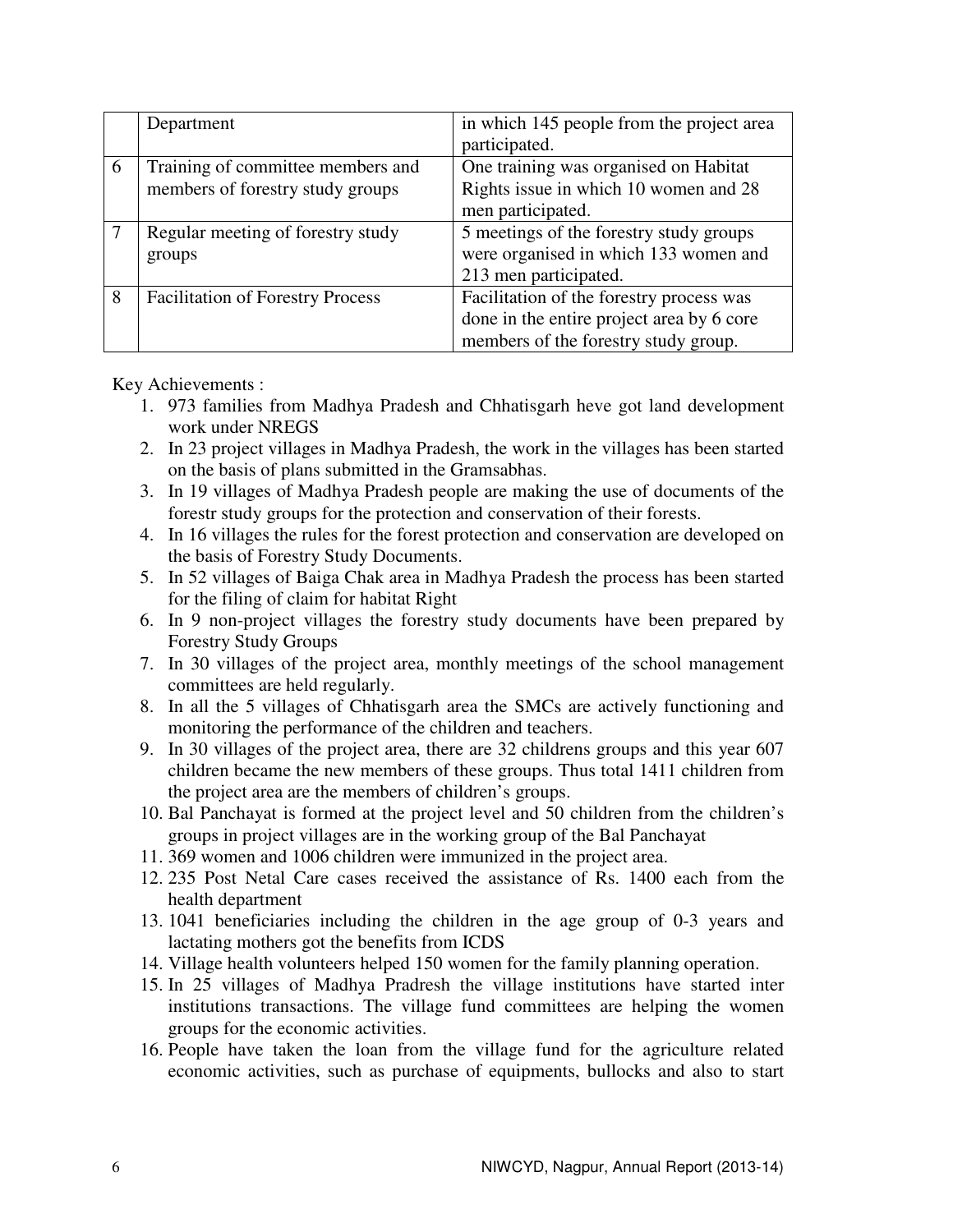|   | Department | in which 145 people from the project area participated. |
|---|---|---|
| 6 | Training of committee members and members of forestry study groups | One training was organised on Habitat Rights issue in which 10 women and 28 men participated. |
| 7 | Regular meeting of forestry study groups | 5 meetings of the forestry study groups were organised in which 133 women and 213 men participated. |
| 8 | Facilitation of Forestry Process | Facilitation of the forestry process was done in the entire project area by 6 core members of the forestry study group. |

Key Achievements :

1. 973 families from Madhya Pradesh and Chhatisgarh heve got land development work under NREGS
2. In 23 project villages in Madhya Pradesh, the work in the villages has been started on the basis of plans submitted in the Gramsabhas.
3. In 19 villages of Madhya Pradesh people are making the use of documents of the forestr study groups for the protection and conservation of their forests.
4. In 16 villages the rules for the forest protection and conservation are developed on the basis of Forestry Study Documents.
5. In 52 villages of Baiga Chak area in Madhya Pradesh the process has been started for the filing of claim for habitat Right
6. In 9 non-project villages the forestry study documents have been prepared by Forestry Study Groups
7. In 30 villages of the project area, monthly meetings of the school management committees are held regularly.
8. In all the 5 villages of Chhatisgarh area the SMCs are actively functioning and monitoring the performance of the children and teachers.
9. In 30 villages of the project area, there are 32 childrens groups and this year 607 children became the new members of these groups. Thus total 1411 children from the project area are the members of children's groups.
10. Bal Panchayat is formed at the project level and 50 children from the children's groups in project villages are in the working group of the Bal Panchayat
11. 369 women and 1006 children were immunized in the project area.
12. 235 Post Netal Care cases received the assistance of Rs. 1400 each from the health department
13. 1041 beneficiaries including the children in the age group of 0-3 years and lactating mothers got the benefits from ICDS
14. Village health volunteers helped 150 women for the family planning operation.
15. In 25 villages of Madhya Pradresh the village institutions have started inter institutions transactions. The village fund committees are helping the women groups for the economic activities.
16. People have taken the loan from the village fund for the agriculture related economic activities, such as purchase of equipments, bullocks and also to start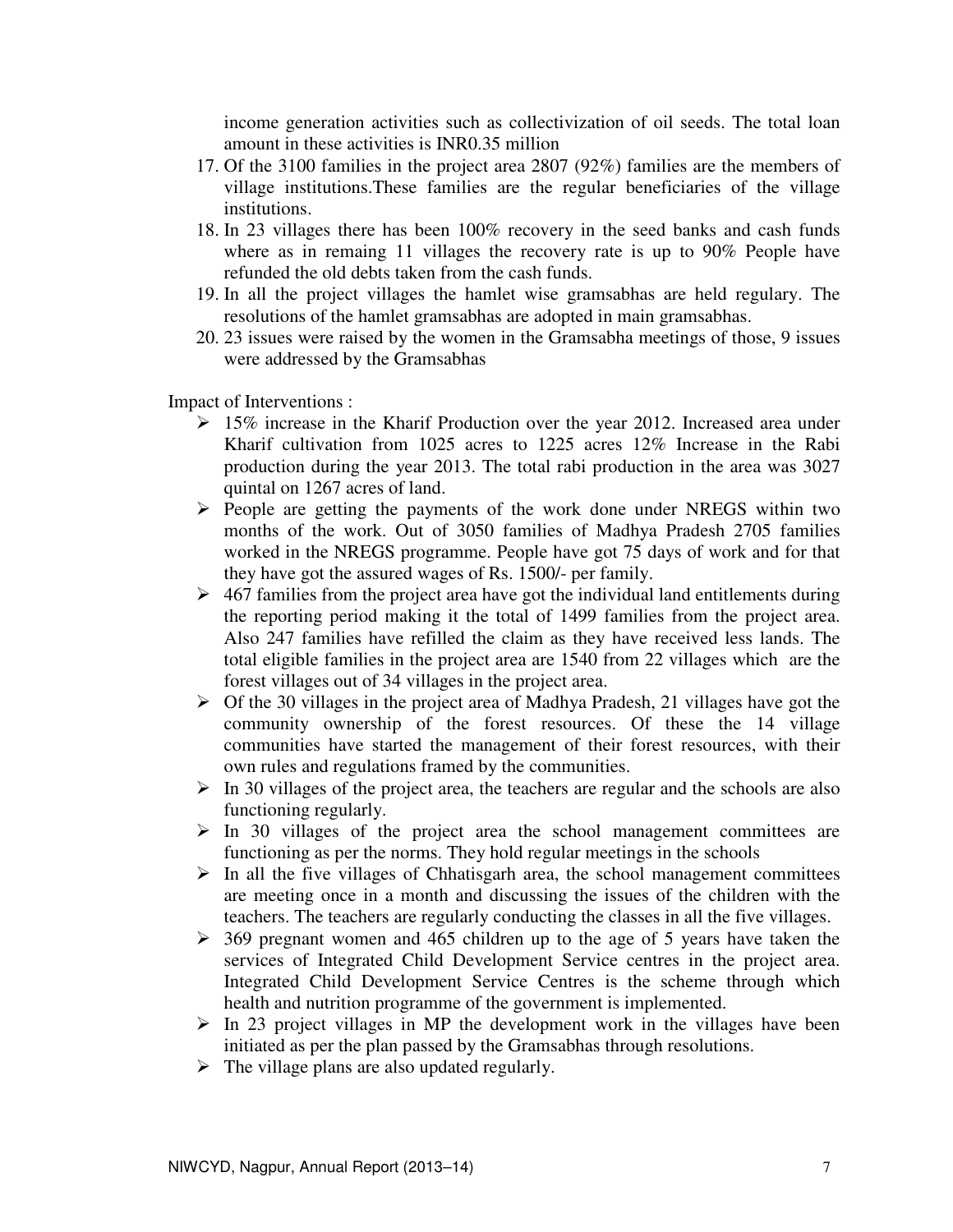income generation activities such as collectivization of oil seeds. The total loan amount in these activities is INR0.35 million

17. Of the 3100 families in the project area 2807 (92%) families are the members of village institutions.These families are the regular beneficiaries of the village institutions.
18. In 23 villages there has been 100% recovery in the seed banks and cash funds where as in remaing 11 villages the recovery rate is up to 90% People have refunded the old debts taken from the cash funds.
19. In all the project villages the hamlet wise gramsabhas are held regulary. The resolutions of the hamlet gramsabhas are adopted in main gramsabhas.
20. 23 issues were raised by the women in the Gramsabha meetings of those, 9 issues were addressed by the Gramsabhas

Impact of Interventions :

- 15% increase in the Kharif Production over the year 2012. Increased area under Kharif cultivation from 1025 acres to 1225 acres 12% Increase in the Rabi production during the year 2013. The total rabi production in the area was 3027 quintal on 1267 acres of land.
- People are getting the payments of the work done under NREGS within two months of the work. Out of 3050 families of Madhya Pradesh 2705 families worked in the NREGS programme. People have got 75 days of work and for that they have got the assured wages of Rs. 1500/- per family.
- 467 families from the project area have got the individual land entitlements during the reporting period making it the total of 1499 families from the project area. Also 247 families have refilled the claim as they have received less lands. The total eligible families in the project area are 1540 from 22 villages which are the forest villages out of 34 villages in the project area.
- Of the 30 villages in the project area of Madhya Pradesh, 21 villages have got the community ownership of the forest resources. Of these the 14 village communities have started the management of their forest resources, with their own rules and regulations framed by the communities.
- In 30 villages of the project area, the teachers are regular and the schools are also functioning regularly.
- In 30 villages of the project area the school management committees are functioning as per the norms. They hold regular meetings in the schools
- In all the five villages of Chhatisgarh area, the school management committees are meeting once in a month and discussing the issues of the children with the teachers. The teachers are regularly conducting the classes in all the five villages.
- 369 pregnant women and 465 children up to the age of 5 years have taken the services of Integrated Child Development Service centres in the project area. Integrated Child Development Service Centres is the scheme through which health and nutrition programme of the government is implemented.
- In 23 project villages in MP the development work in the villages have been initiated as per the plan passed by the Gramsabhas through resolutions.
- The village plans are also updated regularly.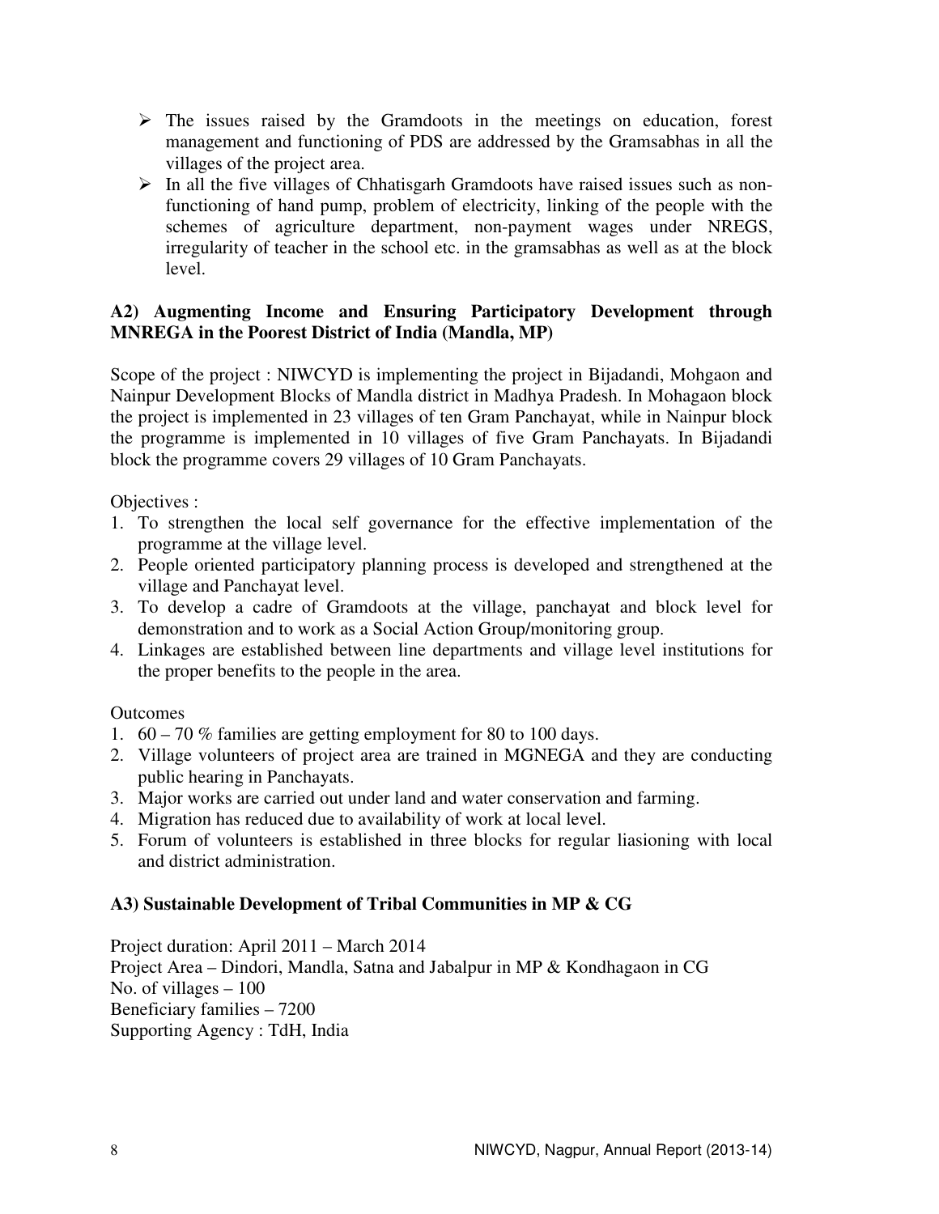- The issues raised by the Gramdoots in the meetings on education, forest management and functioning of PDS are addressed by the Gramsabhas in all the villages of the project area.
- In all the five villages of Chhatisgarh Gramdoots have raised issues such as non-functioning of hand pump, problem of electricity, linking of the people with the schemes of agriculture department, non-payment wages under NREGS, irregularity of teacher in the school etc. in the gramsabhas as well as at the block level.

**A2) Augmenting Income and Ensuring Participatory Development through MNREGA in the Poorest District of India (Mandla, MP)**

Scope of the project : NIWCYD is implementing the project in Bijadandi, Mohgaon and Nainpur Development Blocks of Mandla district in Madhya Pradesh. In Mohagaon block the project is implemented in 23 villages of ten Gram Panchayat, while in Nainpur block the programme is implemented in 10 villages of five Gram Panchayats. In Bijadandi block the programme covers 29 villages of 10 Gram Panchayats.

Objectives :

1. To strengthen the local self governance for the effective implementation of the programme at the village level.
2. People oriented participatory planning process is developed and strengthened at the village and Panchayat level.
3. To develop a cadre of Gramdoots at the village, panchayat and block level for demonstration and to work as a Social Action Group/monitoring group.
4. Linkages are established between line departments and village level institutions for the proper benefits to the people in the area.

Outcomes

1. 60 – 70 % families are getting employment for 80 to 100 days.
2. Village volunteers of project area are trained in MGNEGA and they are conducting public hearing in Panchayats.
3. Major works are carried out under land and water conservation and farming.
4. Migration has reduced due to availability of work at local level.
5. Forum of volunteers is established in three blocks for regular liasioning with local and district administration.

**A3) Sustainable Development of Tribal Communities in MP & CG**

Project duration: April 2011 – March 2014
Project Area – Dindori, Mandla, Satna and Jabalpur in MP & Kondhagaon in CG
No. of villages – 100
Beneficiary families – 7200
Supporting Agency : TdH, India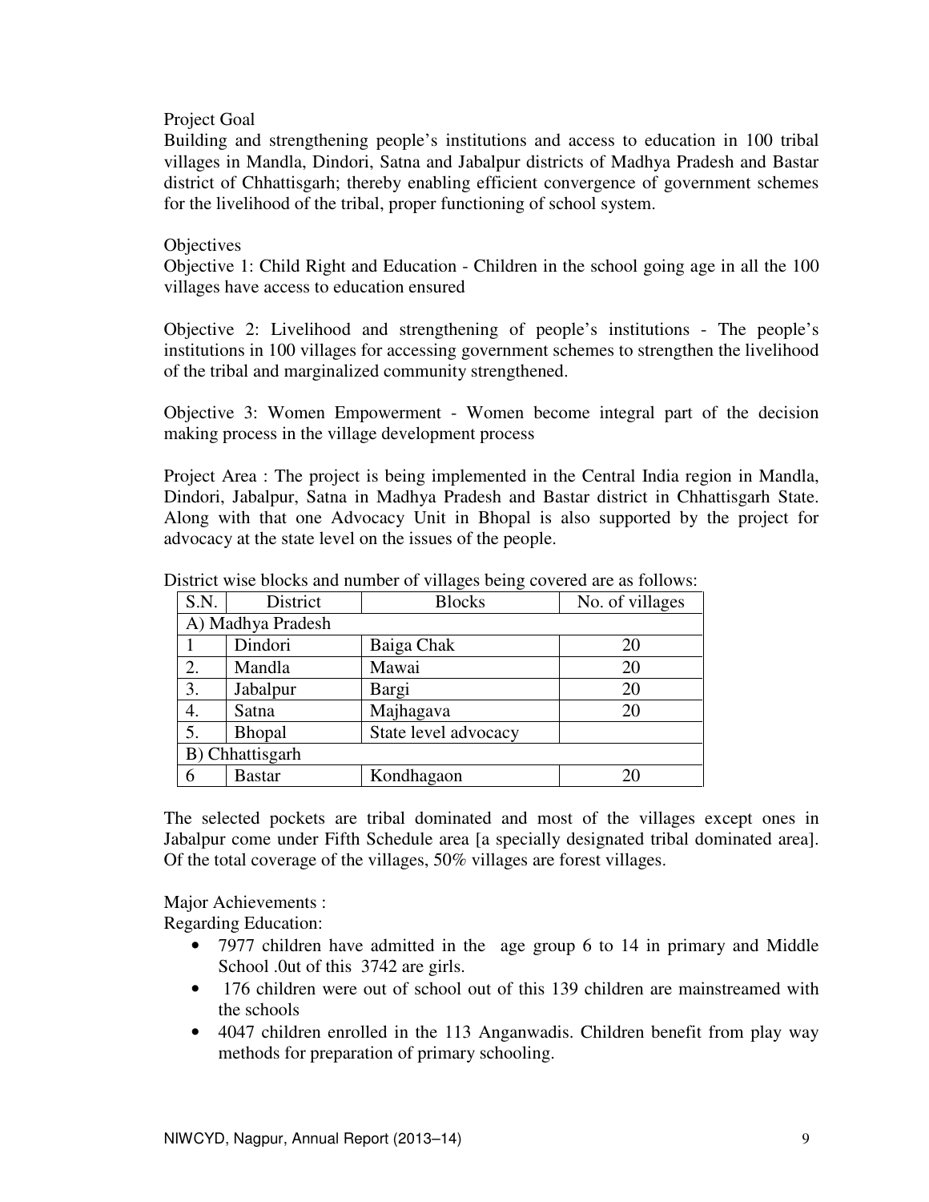Project Goal

Building and strengthening people's institutions and access to education in 100 tribal villages in Mandla, Dindori, Satna and Jabalpur districts of Madhya Pradesh and Bastar district of Chhattisgarh; thereby enabling efficient convergence of government schemes for the livelihood of the tribal, proper functioning of school system.

Objectives

Objective 1: Child Right and Education - Children in the school going age in all the 100 villages have access to education ensured

Objective 2: Livelihood and strengthening of people's institutions - The people's institutions in 100 villages for accessing government schemes to strengthen the livelihood of the tribal and marginalized community strengthened.

Objective 3: Women Empowerment - Women become integral part of the decision making process in the village development process

Project Area : The project is being implemented in the Central India region in Mandla, Dindori, Jabalpur, Satna in Madhya Pradesh and Bastar district in Chhattisgarh State. Along with that one Advocacy Unit in Bhopal is also supported by the project for advocacy at the state level on the issues of the people.

District wise blocks and number of villages being covered are as follows:

| S.N. | District | Blocks | No. of villages |
|---|---|---|---|
| A) Madhya Pradesh | | | |
| 1 | Dindori | Baiga Chak | 20 |
| 2. | Mandla | Mawai | 20 |
| 3. | Jabalpur | Bargi | 20 |
| 4. | Satna | Majhagava | 20 |
| 5. | Bhopal | State level advocacy | |
| B) Chhattisgarh | | | |
| 6 | Bastar | Kondhagaon | 20 |

The selected pockets are tribal dominated and most of the villages except ones in Jabalpur come under Fifth Schedule area [a specially designated tribal dominated area]. Of the total coverage of the villages, 50% villages are forest villages.

Major Achievements :

Regarding Education:

- 7977 children have admitted in the age group 6 to 14 in primary and Middle School .0ut of this 3742 are girls.
- 176 children were out of school out of this 139 children are mainstreamed with the schools
- 4047 children enrolled in the 113 Anganwadis. Children benefit from play way methods for preparation of primary schooling.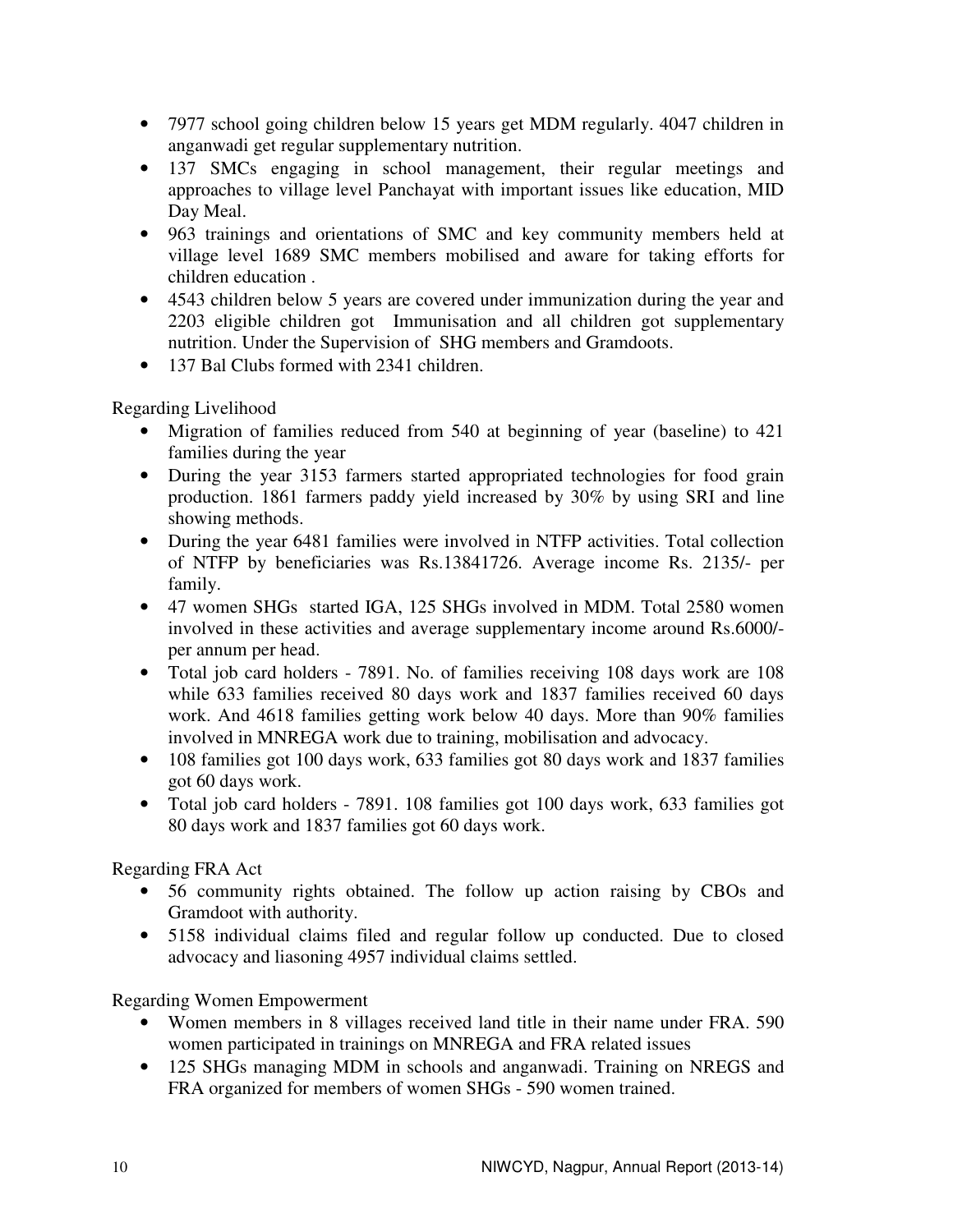- 7977 school going children below 15 years get MDM regularly. 4047 children in anganwadi get regular supplementary nutrition.
- 137 SMCs engaging in school management, their regular meetings and approaches to village level Panchayat with important issues like education, MID Day Meal.
- 963 trainings and orientations of SMC and key community members held at village level 1689 SMC members mobilised and aware for taking efforts for children education .
- 4543 children below 5 years are covered under immunization during the year and 2203 eligible children got Immunisation and all children got supplementary nutrition. Under the Supervision of SHG members and Gramdoots.
- 137 Bal Clubs formed with 2341 children.

Regarding Livelihood

- Migration of families reduced from 540 at beginning of year (baseline) to 421 families during the year
- During the year 3153 farmers started appropriated technologies for food grain production. 1861 farmers paddy yield increased by 30% by using SRI and line showing methods.
- During the year 6481 families were involved in NTFP activities. Total collection of NTFP by beneficiaries was Rs.13841726. Average income Rs. 2135/- per family.
- 47 women SHGs started IGA, 125 SHGs involved in MDM. Total 2580 women involved in these activities and average supplementary income around Rs.6000/- per annum per head.
- Total job card holders - 7891. No. of families receiving 108 days work are 108 while 633 families received 80 days work and 1837 families received 60 days work. And 4618 families getting work below 40 days. More than 90% families involved in MNREGA work due to training, mobilisation and advocacy.
- 108 families got 100 days work, 633 families got 80 days work and 1837 families got 60 days work.
- Total job card holders - 7891. 108 families got 100 days work, 633 families got 80 days work and 1837 families got 60 days work.

Regarding FRA Act

- 56 community rights obtained. The follow up action raising by CBOs and Gramdoot with authority.
- 5158 individual claims filed and regular follow up conducted. Due to closed advocacy and liasoning 4957 individual claims settled.

Regarding Women Empowerment

- Women members in 8 villages received land title in their name under FRA. 590 women participated in trainings on MNREGA and FRA related issues
- 125 SHGs managing MDM in schools and anganwadi. Training on NREGS and FRA organized for members of women SHGs - 590 women trained.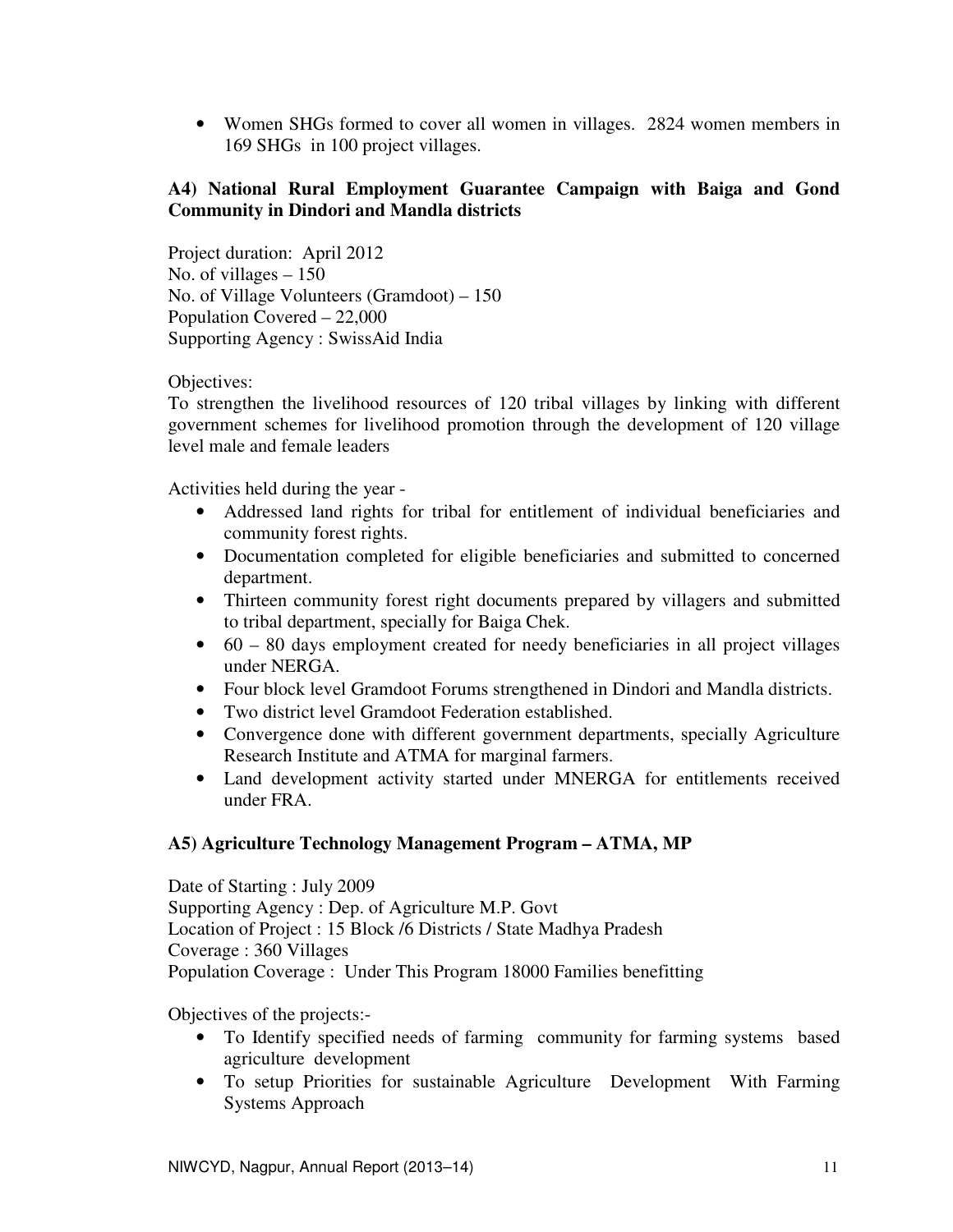- Women SHGs formed to cover all women in villages. 2824 women members in 169 SHGs in 100 project villages.

### A4) National Rural Employment Guarantee Campaign with Baiga and Gond Community in Dindori and Mandla districts

Project duration: April 2012
No. of villages – 150
No. of Village Volunteers (Gramdoot) – 150
Population Covered – 22,000
Supporting Agency : SwissAid India

Objectives:
To strengthen the livelihood resources of 120 tribal villages by linking with different government schemes for livelihood promotion through the development of 120 village level male and female leaders

Activities held during the year -

- Addressed land rights for tribal for entitlement of individual beneficiaries and community forest rights.
- Documentation completed for eligible beneficiaries and submitted to concerned department.
- Thirteen community forest right documents prepared by villagers and submitted to tribal department, specially for Baiga Chek.
- 60 – 80 days employment created for needy beneficiaries in all project villages under NERGA.
- Four block level Gramdoot Forums strengthened in Dindori and Mandla districts.
- Two district level Gramdoot Federation established.
- Convergence done with different government departments, specially Agriculture Research Institute and ATMA for marginal farmers.
- Land development activity started under MNERGA for entitlements received under FRA.

### A5) Agriculture Technology Management Program – ATMA, MP

Date of Starting : July 2009
Supporting Agency : Dep. of Agriculture M.P. Govt
Location of Project : 15 Block /6 Districts / State Madhya Pradesh
Coverage : 360 Villages
Population Coverage : Under This Program 18000 Families benefitting

Objectives of the projects:-

- To Identify specified needs of farming community for farming systems based agriculture development
- To setup Priorities for sustainable Agriculture Development With Farming Systems Approach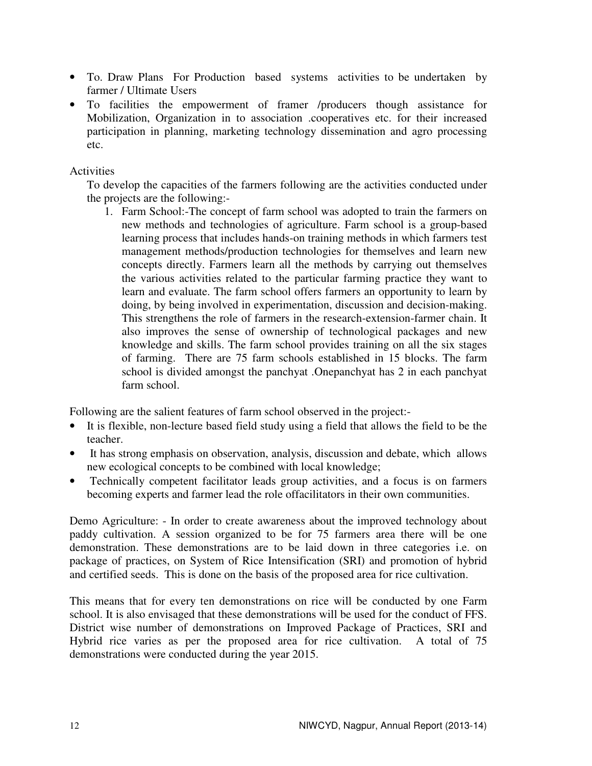- To. Draw Plans For Production based systems activities to be undertaken by farmer / Ultimate Users
- To facilities the empowerment of framer /producers though assistance for Mobilization, Organization in to association .cooperatives etc. for their increased participation in planning, marketing technology dissemination and agro processing etc.

Activities

To develop the capacities of the farmers following are the activities conducted under the projects are the following:-

1. Farm School:-The concept of farm school was adopted to train the farmers on new methods and technologies of agriculture. Farm school is a group-based learning process that includes hands-on training methods in which farmers test management methods/production technologies for themselves and learn new concepts directly. Farmers learn all the methods by carrying out themselves the various activities related to the particular farming practice they want to learn and evaluate. The farm school offers farmers an opportunity to learn by doing, by being involved in experimentation, discussion and decision-making. This strengthens the role of farmers in the research-extension-farmer chain. It also improves the sense of ownership of technological packages and new knowledge and skills. The farm school provides training on all the six stages of farming. There are 75 farm schools established in 15 blocks. The farm school is divided amongst the panchyat .Onepanchyat has 2 in each panchyat farm school.

Following are the salient features of farm school observed in the project:-

- It is flexible, non-lecture based field study using a field that allows the field to be the teacher.
- It has strong emphasis on observation, analysis, discussion and debate, which allows new ecological concepts to be combined with local knowledge;
- Technically competent facilitator leads group activities, and a focus is on farmers becoming experts and farmer lead the role offacilitators in their own communities.

Demo Agriculture: - In order to create awareness about the improved technology about paddy cultivation. A session organized to be for 75 farmers area there will be one demonstration. These demonstrations are to be laid down in three categories i.e. on package of practices, on System of Rice Intensification (SRI) and promotion of hybrid and certified seeds. This is done on the basis of the proposed area for rice cultivation.

This means that for every ten demonstrations on rice will be conducted by one Farm school. It is also envisaged that these demonstrations will be used for the conduct of FFS. District wise number of demonstrations on Improved Package of Practices, SRI and Hybrid rice varies as per the proposed area for rice cultivation. A total of 75 demonstrations were conducted during the year 2015.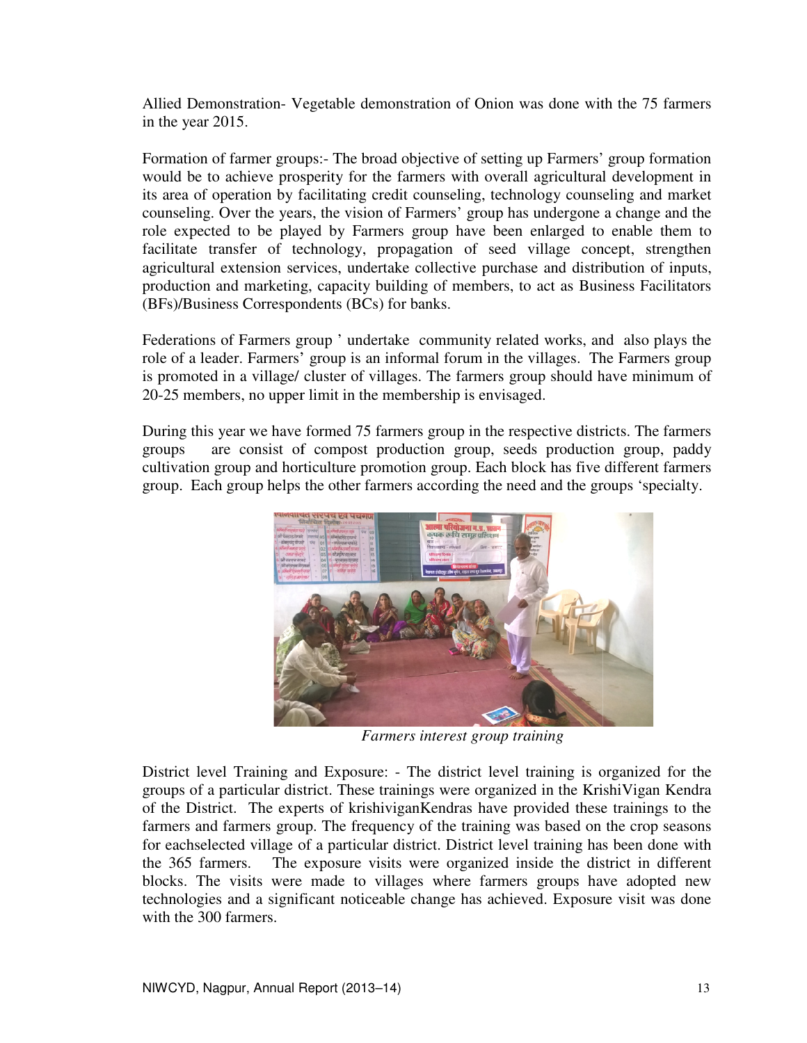Allied Demonstration- Vegetable demonstration of Onion was done with the 75 farmers in the year 2015.

Formation of farmer groups:- The broad objective of setting up Farmers' group formation would be to achieve prosperity for the farmers with overall agricultural development in its area of operation by facilitating credit counseling, technology counseling and market counseling. Over the years, the vision of Farmers' group has undergone a change and the role expected to be played by Farmers group have been enlarged to enable them to facilitate transfer of technology, propagation of seed village concept, strengthen agricultural extension services, undertake collective purchase and distribution of inputs, production and marketing, capacity building of members, to act as Business Facilitators (BFs)/Business Correspondents (BCs) for banks.

Federations of Farmers group ' undertake community related works, and also plays the role of a leader. Farmers' group is an informal forum in the villages. The Farmers group is promoted in a village/ cluster of villages. The farmers group should have minimum of 20-25 members, no upper limit in the membership is envisaged.

During this year we have formed 75 farmers group in the respective districts. The farmers groups are consist of compost production group, seeds production group, paddy cultivation group and horticulture promotion group. Each block has five different farmers group. Each group helps the other farmers according the need and the groups 'specialty.

*Farmers interest group training*

District level Training and Exposure: - The district level training is organized for the groups of a particular district. These trainings were organized in the KrishiVigan Kendra of the District. The experts of krishiviganKendras have provided these trainings to the farmers and farmers group. The frequency of the training was based on the crop seasons for eachselected village of a particular district. District level training has been done with the 365 farmers. The exposure visits were organized inside the district in different blocks. The visits were made to villages where farmers groups have adopted new technologies and a significant noticeable change has achieved. Exposure visit was done with the 300 farmers.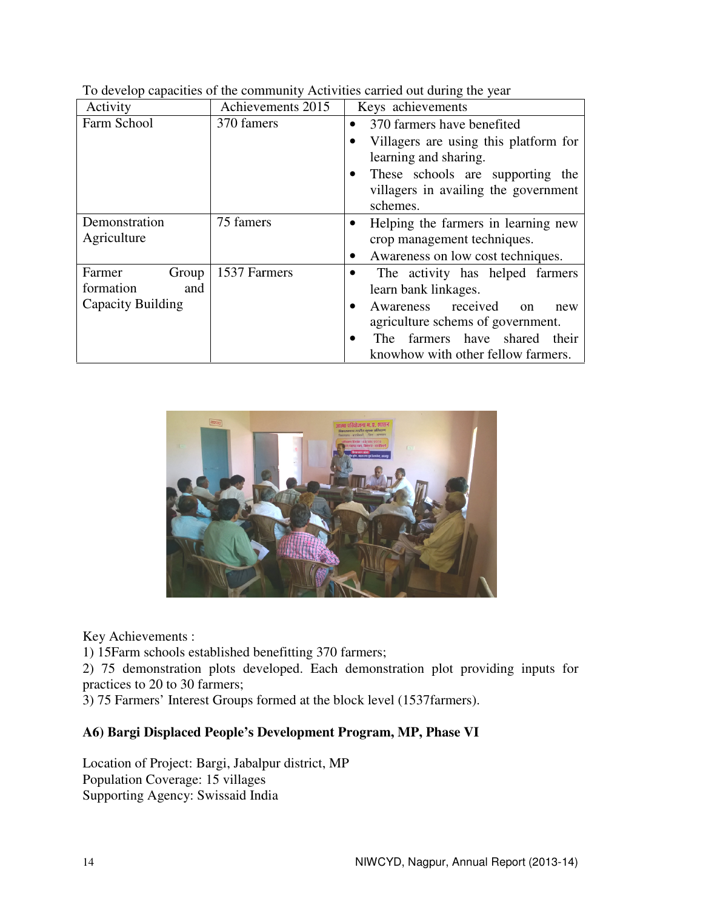To develop capacities of the community Activities carried out during the year

| Activity | Achievements 2015 | Keys achievements |
|---|---|---|
| Farm School | 370 famers | • 370 farmers have benefited<br>• Villagers are using this platform for learning and sharing.<br>• These schools are supporting the villagers in availing the government schemes. |
| Demonstration Agriculture | 75 famers | • Helping the farmers in learning new crop management techniques.<br>• Awareness on low cost techniques. |
| Farmer Group formation and Capacity Building | 1537 Farmers | • The activity has helped farmers learn bank linkages.<br>• Awareness received on new agriculture schems of government.<br>• The farmers have shared their knowhow with other fellow farmers. |

Key Achievements :

1) 15Farm schools established benefitting 370 farmers;

2) 75 demonstration plots developed. Each demonstration plot providing inputs for practices to 20 to 30 farmers;

3) 75 Farmers' Interest Groups formed at the block level (1537farmers).

**A6) Bargi Displaced People's Development Program, MP, Phase VI**

Location of Project: Bargi, Jabalpur district, MP
Population Coverage: 15 villages
Supporting Agency: Swissaid India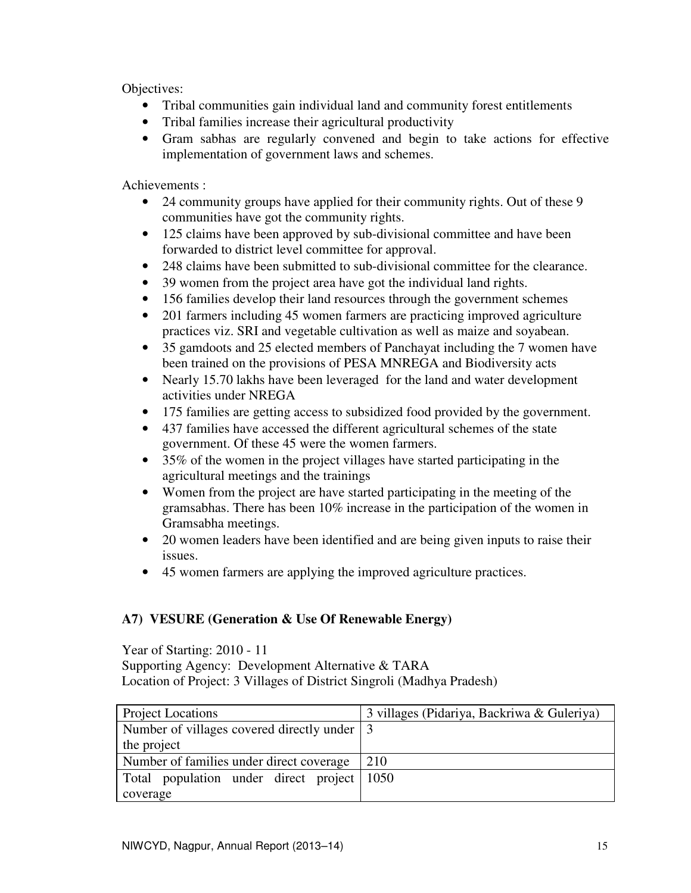Objectives:

- Tribal communities gain individual land and community forest entitlements
- Tribal families increase their agricultural productivity
- Gram sabhas are regularly convened and begin to take actions for effective implementation of government laws and schemes.

Achievements :

- 24 community groups have applied for their community rights. Out of these 9 communities have got the community rights.
- 125 claims have been approved by sub-divisional committee and have been forwarded to district level committee for approval.
- 248 claims have been submitted to sub-divisional committee for the clearance.
- 39 women from the project area have got the individual land rights.
- 156 families develop their land resources through the government schemes
- 201 farmers including 45 women farmers are practicing improved agriculture practices viz. SRI and vegetable cultivation as well as maize and soyabean.
- 35 gamdoots and 25 elected members of Panchayat including the 7 women have been trained on the provisions of PESA MNREGA and Biodiversity acts
- Nearly 15.70 lakhs have been leveraged for the land and water development activities under NREGA
- 175 families are getting access to subsidized food provided by the government.
- 437 families have accessed the different agricultural schemes of the state government. Of these 45 were the women farmers.
- 35% of the women in the project villages have started participating in the agricultural meetings and the trainings
- Women from the project are have started participating in the meeting of the gramsabhas. There has been 10% increase in the participation of the women in Gramsabha meetings.
- 20 women leaders have been identified and are being given inputs to raise their issues.
- 45 women farmers are applying the improved agriculture practices.

### A7) VESURE (Generation & Use Of Renewable Energy)

Year of Starting: 2010 - 11
Supporting Agency: Development Alternative & TARA
Location of Project: 3 Villages of District Singroli (Madhya Pradesh)

| Project Locations | 3 villages (Pidariya, Backriwa & Guleriya) |
|---|---|
| Number of villages covered directly under the project | 3 |
| Number of families under direct coverage | 210 |
| Total population under direct project coverage | 1050 |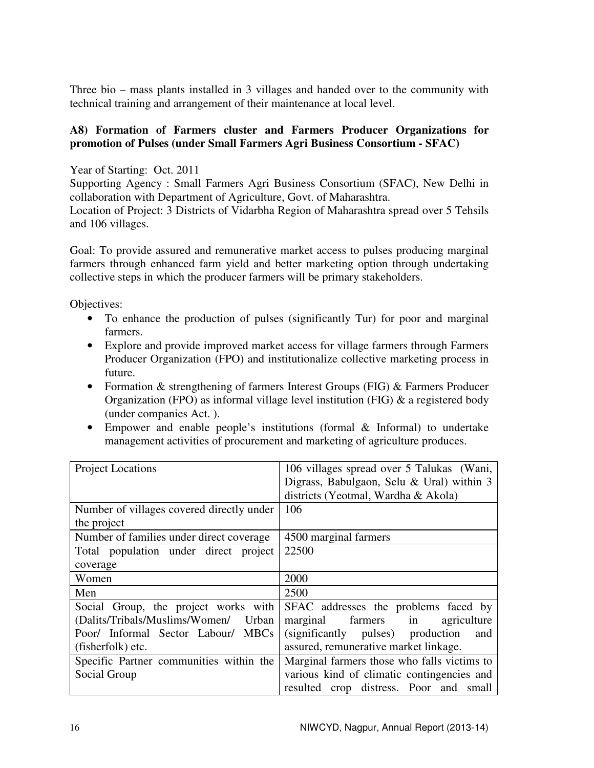Three bio – mass plants installed in 3 villages and handed over to the community with technical training and arrangement of their maintenance at local level.

### A8) Formation of Farmers cluster and Farmers Producer Organizations for promotion of Pulses (under Small Farmers Agri Business Consortium - SFAC)

Year of Starting: Oct. 2011

Supporting Agency : Small Farmers Agri Business Consortium (SFAC), New Delhi in collaboration with Department of Agriculture, Govt. of Maharashtra.

Location of Project: 3 Districts of Vidarbha Region of Maharashtra spread over 5 Tehsils and 106 villages.

Goal: To provide assured and remunerative market access to pulses producing marginal farmers through enhanced farm yield and better marketing option through undertaking collective steps in which the producer farmers will be primary stakeholders.

Objectives:

- To enhance the production of pulses (significantly Tur) for poor and marginal farmers.
- Explore and provide improved market access for village farmers through Farmers Producer Organization (FPO) and institutionalize collective marketing process in future.
- Formation & strengthening of farmers Interest Groups (FIG) & Farmers Producer Organization (FPO) as informal village level institution (FIG) & a registered body (under companies Act. ).
- Empower and enable people's institutions (formal & Informal) to undertake management activities of procurement and marketing of agriculture produces.

| Project Locations | 106 villages spread over 5 Talukas (Wani, Digrass, Babulgaon, Selu & Ural) within 3 districts (Yeotmal, Wardha & Akola) |
|---|---|
| Number of villages covered directly under the project | 106 |
| Number of families under direct coverage | 4500 marginal farmers |
| Total population under direct project coverage | 22500 |
| Women | 2000 |
| Men | 2500 |
| Social Group, the project works with (Dalits/Tribals/Muslims/Women/ Urban Poor/ Informal Sector Labour/ MBCs (fisherfolk) etc. | SFAC addresses the problems faced by marginal farmers in agriculture (significantly pulses) production and assured, remunerative market linkage. |
| Specific Partner communities within the Social Group | Marginal farmers those who falls victims to various kind of climatic contingencies and resulted crop distress. Poor and small |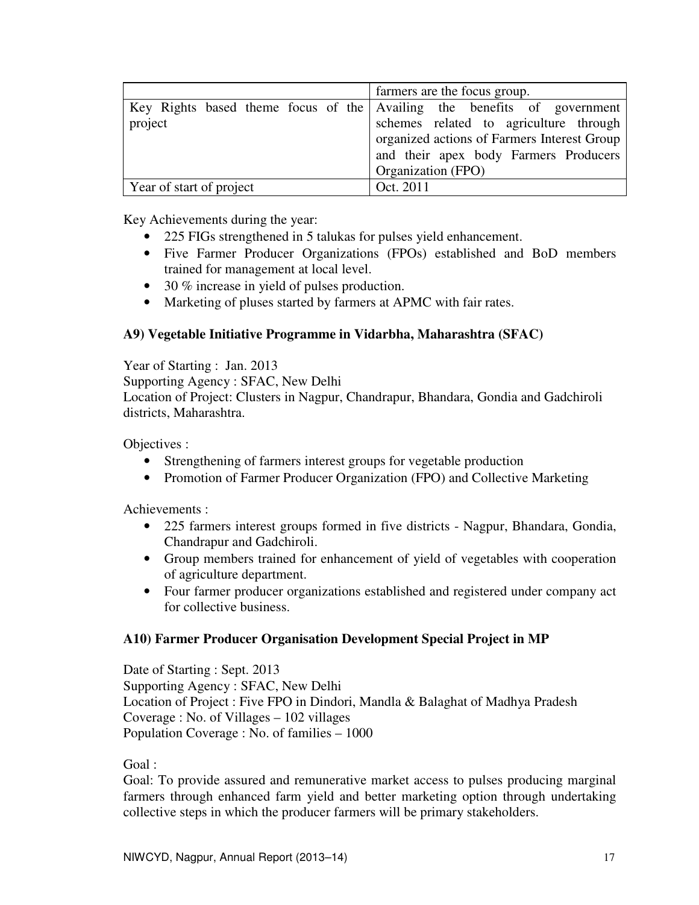| | |
|---|---|
| | farmers are the focus group. |
| Key Rights based theme focus of the project | Availing the benefits of government schemes related to agriculture through organized actions of Farmers Interest Group and their apex body Farmers Producers Organization (FPO) |
| Year of start of project | Oct. 2011 |

Key Achievements during the year:

- 225 FIGs strengthened in 5 talukas for pulses yield enhancement.
- Five Farmer Producer Organizations (FPOs) established and BoD members trained for management at local level.
- 30 % increase in yield of pulses production.
- Marketing of pluses started by farmers at APMC with fair rates.

### A9) Vegetable Initiative Programme in Vidarbha, Maharashtra (SFAC)

Year of Starting : Jan. 2013
Supporting Agency : SFAC, New Delhi
Location of Project: Clusters in Nagpur, Chandrapur, Bhandara, Gondia and Gadchiroli districts, Maharashtra.

Objectives :

- Strengthening of farmers interest groups for vegetable production
- Promotion of Farmer Producer Organization (FPO) and Collective Marketing

Achievements :

- 225 farmers interest groups formed in five districts - Nagpur, Bhandara, Gondia, Chandrapur and Gadchiroli.
- Group members trained for enhancement of yield of vegetables with cooperation of agriculture department.
- Four farmer producer organizations established and registered under company act for collective business.

### A10) Farmer Producer Organisation Development Special Project in MP

Date of Starting : Sept. 2013
Supporting Agency : SFAC, New Delhi
Location of Project : Five FPO in Dindori, Mandla & Balaghat of Madhya Pradesh
Coverage : No. of Villages – 102 villages
Population Coverage : No. of families – 1000

Goal :

Goal: To provide assured and remunerative market access to pulses producing marginal farmers through enhanced farm yield and better marketing option through undertaking collective steps in which the producer farmers will be primary stakeholders.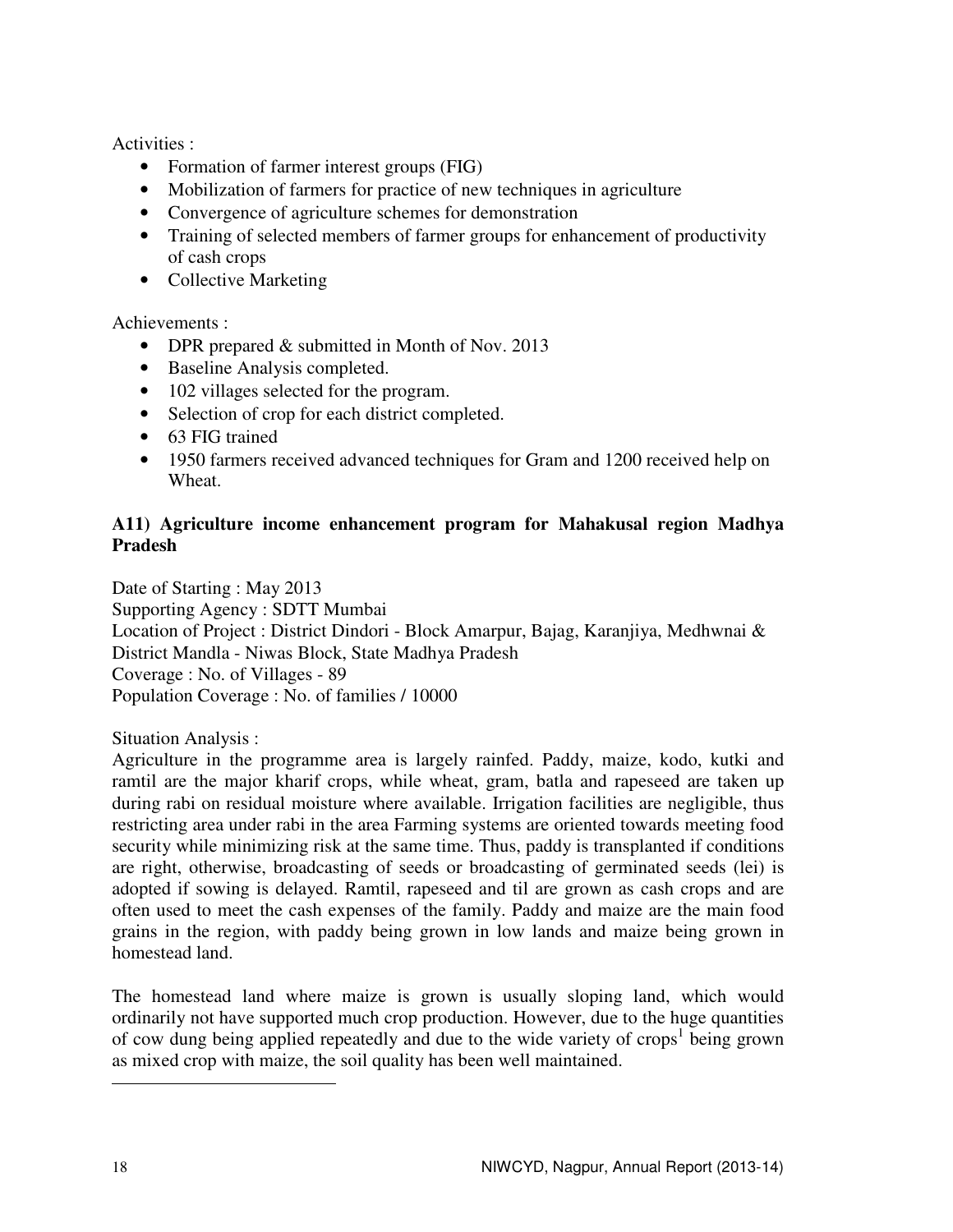Activities :

- Formation of farmer interest groups (FIG)
- Mobilization of farmers for practice of new techniques in agriculture
- Convergence of agriculture schemes for demonstration
- Training of selected members of farmer groups for enhancement of productivity of cash crops
- Collective Marketing

Achievements :

- DPR prepared & submitted in Month of Nov. 2013
- Baseline Analysis completed.
- 102 villages selected for the program.
- Selection of crop for each district completed.
- 63 FIG trained
- 1950 farmers received advanced techniques for Gram and 1200 received help on Wheat.

**A11) Agriculture income enhancement program for Mahakusal region Madhya Pradesh**

Date of Starting : May 2013
Supporting Agency : SDTT Mumbai
Location of Project : District Dindori - Block Amarpur, Bajag, Karanjiya, Medhwnai & District Mandla - Niwas Block, State Madhya Pradesh
Coverage : No. of Villages - 89
Population Coverage : No. of families / 10000

Situation Analysis :
Agriculture in the programme area is largely rainfed. Paddy, maize, kodo, kutki and ramtil are the major kharif crops, while wheat, gram, batla and rapeseed are taken up during rabi on residual moisture where available. Irrigation facilities are negligible, thus restricting area under rabi in the area Farming systems are oriented towards meeting food security while minimizing risk at the same time. Thus, paddy is transplanted if conditions are right, otherwise, broadcasting of seeds or broadcasting of germinated seeds (lei) is adopted if sowing is delayed. Ramtil, rapeseed and til are grown as cash crops and are often used to meet the cash expenses of the family. Paddy and maize are the main food grains in the region, with paddy being grown in low lands and maize being grown in homestead land.

The homestead land where maize is grown is usually sloping land, which would ordinarily not have supported much crop production. However, due to the huge quantities of cow dung being applied repeatedly and due to the wide variety of crops[1] being grown as mixed crop with maize, the soil quality has been well maintained.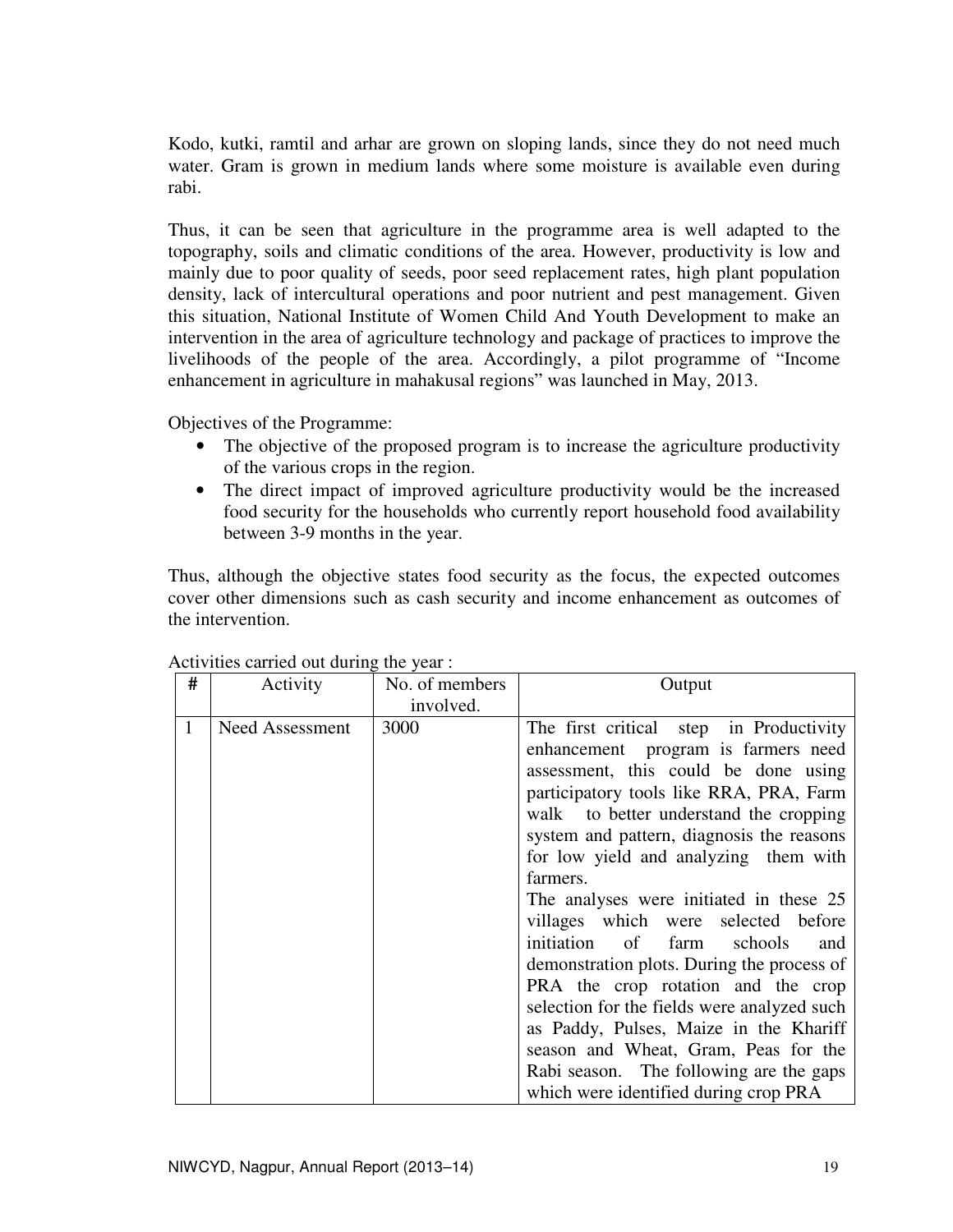Kodo, kutki, ramtil and arhar are grown on sloping lands, since they do not need much water. Gram is grown in medium lands where some moisture is available even during rabi.

Thus, it can be seen that agriculture in the programme area is well adapted to the topography, soils and climatic conditions of the area. However, productivity is low and mainly due to poor quality of seeds, poor seed replacement rates, high plant population density, lack of intercultural operations and poor nutrient and pest management. Given this situation, National Institute of Women Child And Youth Development to make an intervention in the area of agriculture technology and package of practices to improve the livelihoods of the people of the area. Accordingly, a pilot programme of "Income enhancement in agriculture in mahakusal regions" was launched in May, 2013.

Objectives of the Programme:

- The objective of the proposed program is to increase the agriculture productivity of the various crops in the region.
- The direct impact of improved agriculture productivity would be the increased food security for the households who currently report household food availability between 3-9 months in the year.

Thus, although the objective states food security as the focus, the expected outcomes cover other dimensions such as cash security and income enhancement as outcomes of the intervention.

Activities carried out during the year :

| # | Activity | No. of members involved. | Output |
|---|---|---|---|
| 1 | Need Assessment | 3000 | The first critical step in Productivity enhancement program is farmers need assessment, this could be done using participatory tools like RRA, PRA, Farm walk to better understand the cropping system and pattern, diagnosis the reasons for low yield and analyzing them with farmers. The analyses were initiated in these 25 villages which were selected before initiation of farm schools and demonstration plots. During the process of PRA the crop rotation and the crop selection for the fields were analyzed such as Paddy, Pulses, Maize in the Khariff season and Wheat, Gram, Peas for the Rabi season. The following are the gaps which were identified during crop PRA |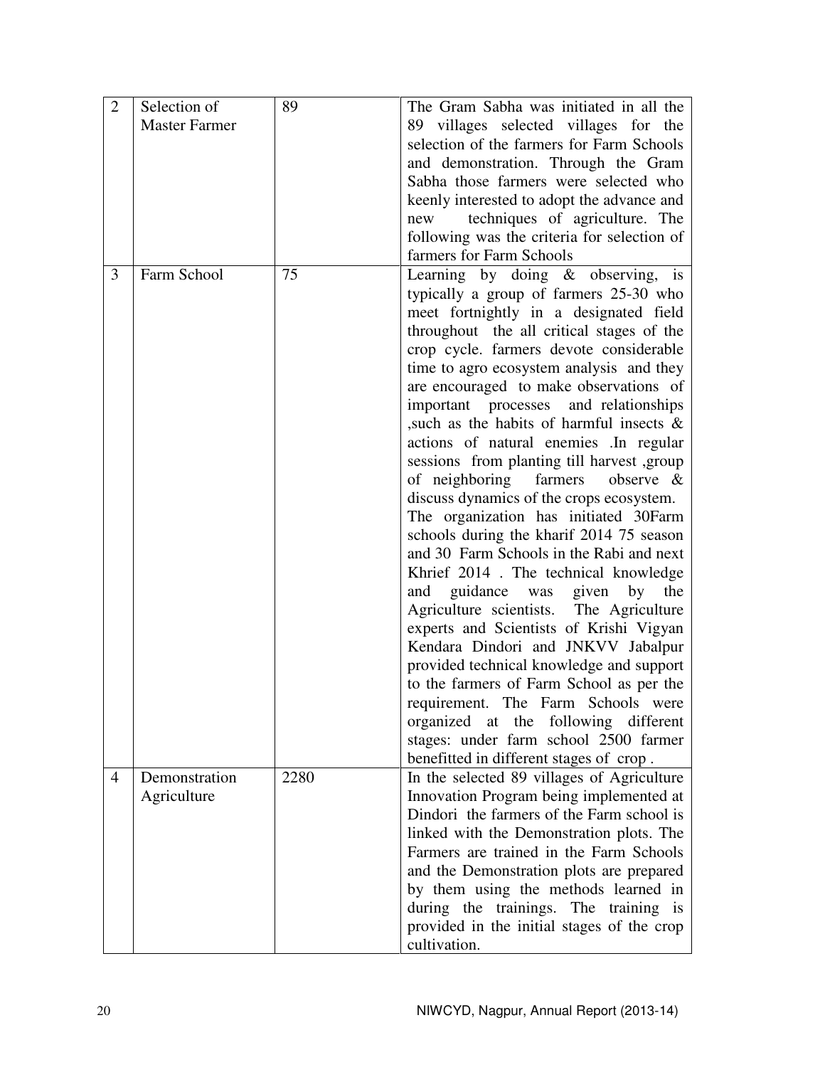| 2 | Selection of Master Farmer | 89 | The Gram Sabha was initiated in all the 89 villages selected villages for the selection of the farmers for Farm Schools and demonstration. Through the Gram Sabha those farmers were selected who keenly interested to adopt the advance and new techniques of agriculture. The following was the criteria for selection of farmers for Farm Schools |
|---|---|---|---|
| 3 | Farm School | 75 | Learning by doing & observing, is typically a group of farmers 25-30 who meet fortnightly in a designated field throughout the all critical stages of the crop cycle. farmers devote considerable time to agro ecosystem analysis and they are encouraged to make observations of important processes and relationships ,such as the habits of harmful insects & actions of natural enemies .In regular sessions from planting till harvest ,group of neighboring farmers observe & discuss dynamics of the crops ecosystem. The organization has initiated 30Farm schools during the kharif 2014 75 season and 30 Farm Schools in the Rabi and next Khrief 2014 . The technical knowledge and guidance was given by the Agriculture scientists. The Agriculture experts and Scientists of Krishi Vigyan Kendara Dindori and JNKVV Jabalpur provided technical knowledge and support to the farmers of Farm School as per the requirement. The Farm Schools were organized at the following different stages: under farm school 2500 farmer benefitted in different stages of crop . |
| 4 | Demonstration Agriculture | 2280 | In the selected 89 villages of Agriculture Innovation Program being implemented at Dindori the farmers of the Farm school is linked with the Demonstration plots. The Farmers are trained in the Farm Schools and the Demonstration plots are prepared by them using the methods learned in during the trainings. The training is provided in the initial stages of the crop cultivation. |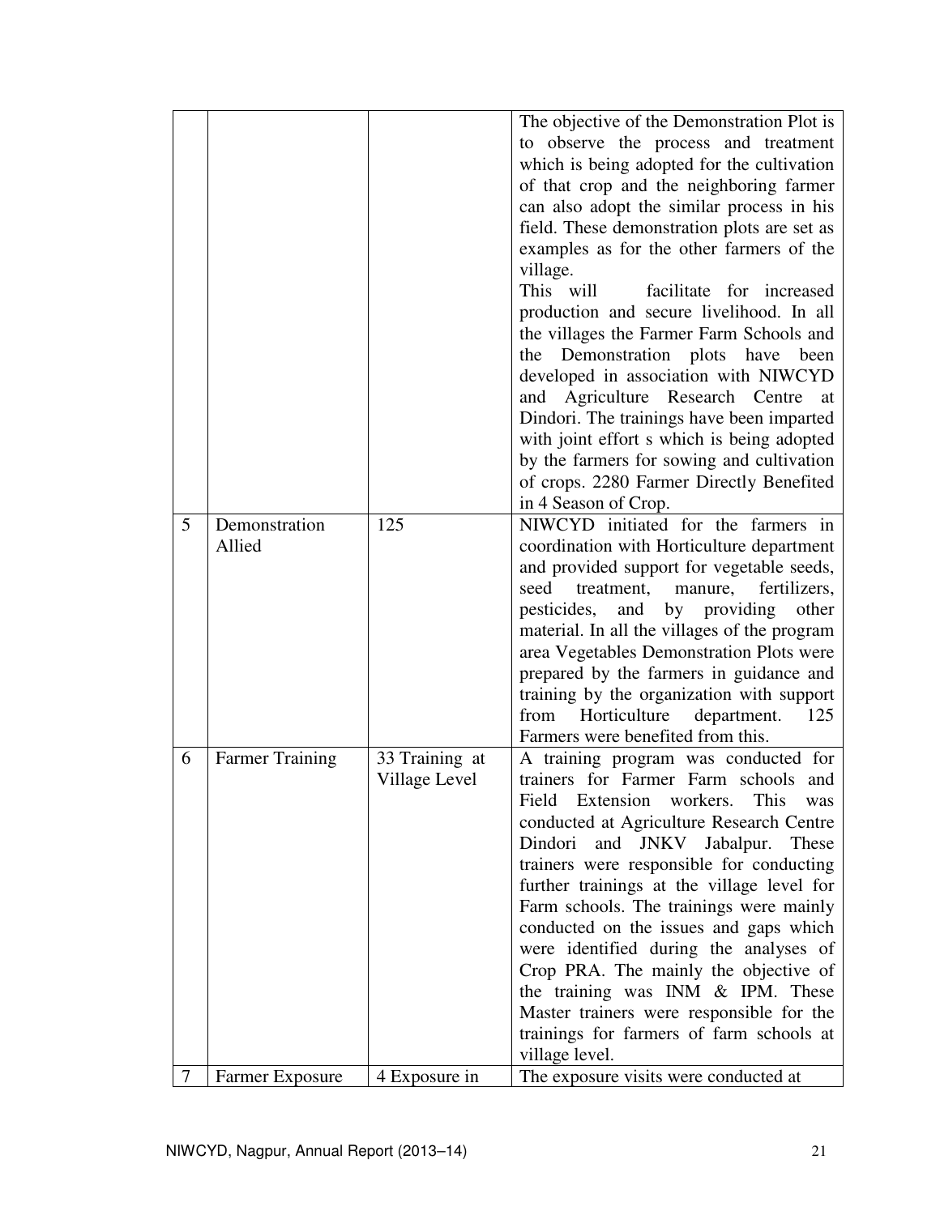| | | | |
|---|---|---|---|
| | | | The objective of the Demonstration Plot is to observe the process and treatment which is being adopted for the cultivation of that crop and the neighboring farmer can also adopt the similar process in his field. These demonstration plots are set as examples as for the other farmers of the village.<br>This will facilitate for increased production and secure livelihood. In all the villages the Farmer Farm Schools and the Demonstration plots have been developed in association with NIWCYD and Agriculture Research Centre at Dindori. The trainings have been imparted with joint effort s which is being adopted by the farmers for sowing and cultivation of crops. 2280 Farmer Directly Benefited in 4 Season of Crop. |
| 5 | Demonstration Allied | 125 | NIWCYD initiated for the farmers in coordination with Horticulture department and provided support for vegetable seeds, seed treatment, manure, fertilizers, pesticides, and by providing other material. In all the villages of the program area Vegetables Demonstration Plots were prepared by the farmers in guidance and training by the organization with support from Horticulture department. 125 Farmers were benefited from this. |
| 6 | Farmer Training | 33 Training at Village Level | A training program was conducted for trainers for Farmer Farm schools and Field Extension workers. This was conducted at Agriculture Research Centre Dindori and JNKV Jabalpur. These trainers were responsible for conducting further trainings at the village level for Farm schools. The trainings were mainly conducted on the issues and gaps which were identified during the analyses of Crop PRA. The mainly the objective of the training was INM & IPM. These Master trainers were responsible for the trainings for farmers of farm schools at village level. |
| 7 | Farmer Exposure | 4 Exposure in | The exposure visits were conducted at |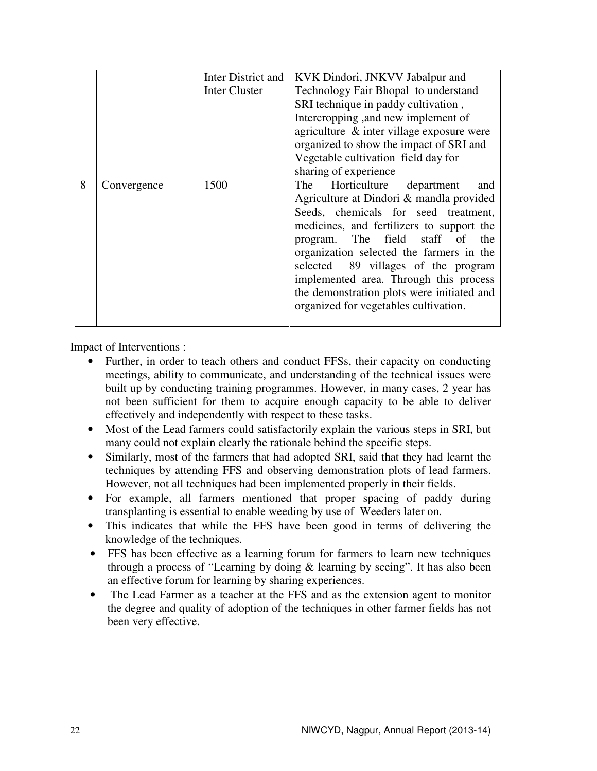|   |   |   |   |
|---|---|---|---|
|   |   | Inter District and Inter Cluster | KVK Dindori, JNKVV Jabalpur and Technology Fair Bhopal to understand SRI technique in paddy cultivation , Intercropping ,and new implement of agriculture & inter village exposure were organized to show the impact of SRI and Vegetable cultivation field day for sharing of experience |
| 8 | Convergence | 1500 | The Horticulture department and Agriculture at Dindori & mandla provided Seeds, chemicals for seed treatment, medicines, and fertilizers to support the program. The field staff of the organization selected the farmers in the selected 89 villages of the program implemented area. Through this process the demonstration plots were initiated and organized for vegetables cultivation. |

Impact of Interventions :

- Further, in order to teach others and conduct FFSs, their capacity on conducting meetings, ability to communicate, and understanding of the technical issues were built up by conducting training programmes. However, in many cases, 2 year has not been sufficient for them to acquire enough capacity to be able to deliver effectively and independently with respect to these tasks.
- Most of the Lead farmers could satisfactorily explain the various steps in SRI, but many could not explain clearly the rationale behind the specific steps.
- Similarly, most of the farmers that had adopted SRI, said that they had learnt the techniques by attending FFS and observing demonstration plots of lead farmers. However, not all techniques had been implemented properly in their fields.
- For example, all farmers mentioned that proper spacing of paddy during transplanting is essential to enable weeding by use of Weeders later on.
- This indicates that while the FFS have been good in terms of delivering the knowledge of the techniques.
- FFS has been effective as a learning forum for farmers to learn new techniques through a process of "Learning by doing & learning by seeing". It has also been an effective forum for learning by sharing experiences.
- The Lead Farmer as a teacher at the FFS and as the extension agent to monitor the degree and quality of adoption of the techniques in other farmer fields has not been very effective.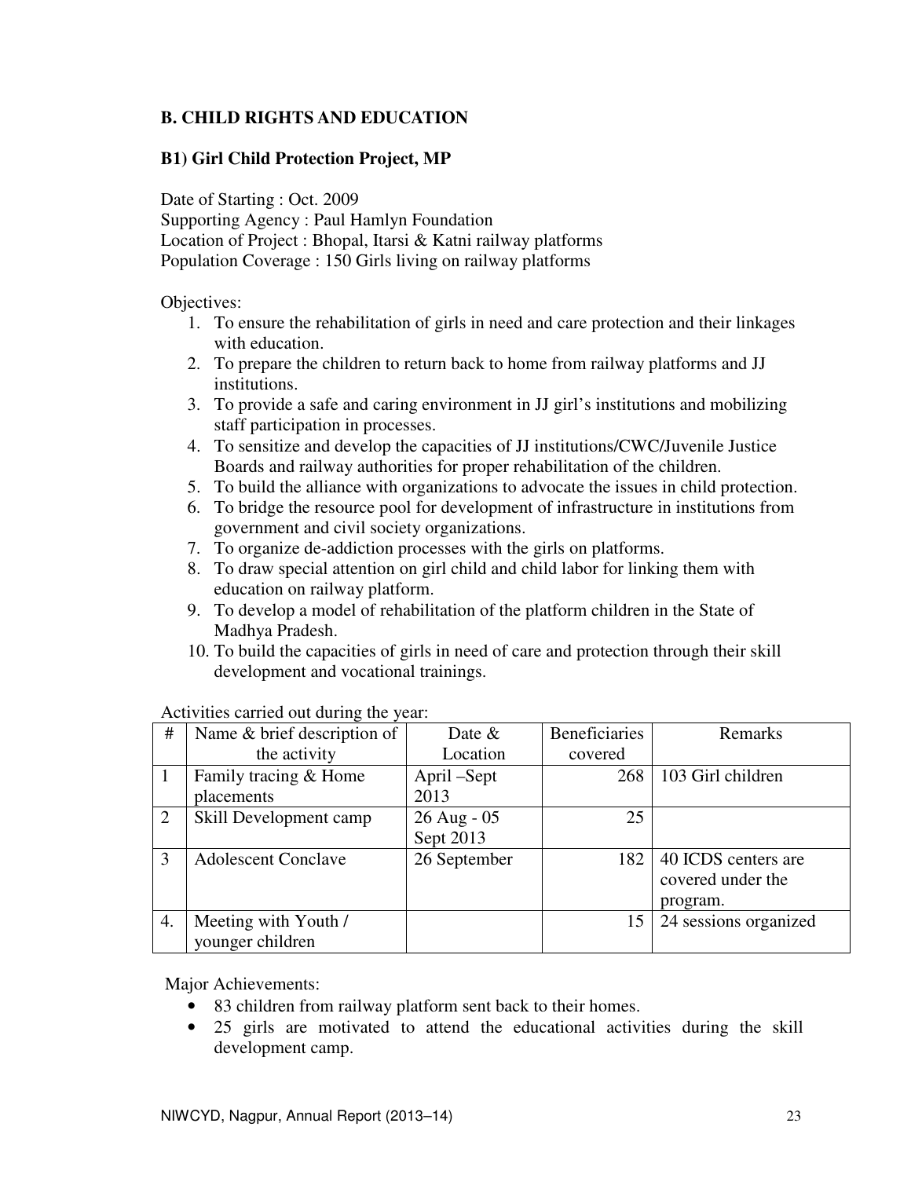## B. CHILD RIGHTS AND EDUCATION

### B1) Girl Child Protection Project, MP

Date of Starting : Oct. 2009
Supporting Agency : Paul Hamlyn Foundation
Location of Project : Bhopal, Itarsi & Katni railway platforms
Population Coverage : 150 Girls living on railway platforms

Objectives:

1. To ensure the rehabilitation of girls in need and care protection and their linkages with education.
2. To prepare the children to return back to home from railway platforms and JJ institutions.
3. To provide a safe and caring environment in JJ girl's institutions and mobilizing staff participation in processes.
4. To sensitize and develop the capacities of JJ institutions/CWC/Juvenile Justice Boards and railway authorities for proper rehabilitation of the children.
5. To build the alliance with organizations to advocate the issues in child protection.
6. To bridge the resource pool for development of infrastructure in institutions from government and civil society organizations.
7. To organize de-addiction processes with the girls on platforms.
8. To draw special attention on girl child and child labor for linking them with education on railway platform.
9. To develop a model of rehabilitation of the platform children in the State of Madhya Pradesh.
10. To build the capacities of girls in need of care and protection through their skill development and vocational trainings.

Activities carried out during the year:

| # | Name & brief description of the activity | Date & Location | Beneficiaries covered | Remarks |
|---|---|---|---|---|
| 1 | Family tracing & Home placements | April –Sept 2013 | 268 | 103 Girl children |
| 2 | Skill Development camp | 26 Aug - 05 Sept 2013 | 25 | |
| 3 | Adolescent Conclave | 26 September | 182 | 40 ICDS centers are covered under the program. |
| 4. | Meeting with Youth / younger children | | 15 | 24 sessions organized |

Major Achievements:

- 83 children from railway platform sent back to their homes.
- 25 girls are motivated to attend the educational activities during the skill development camp.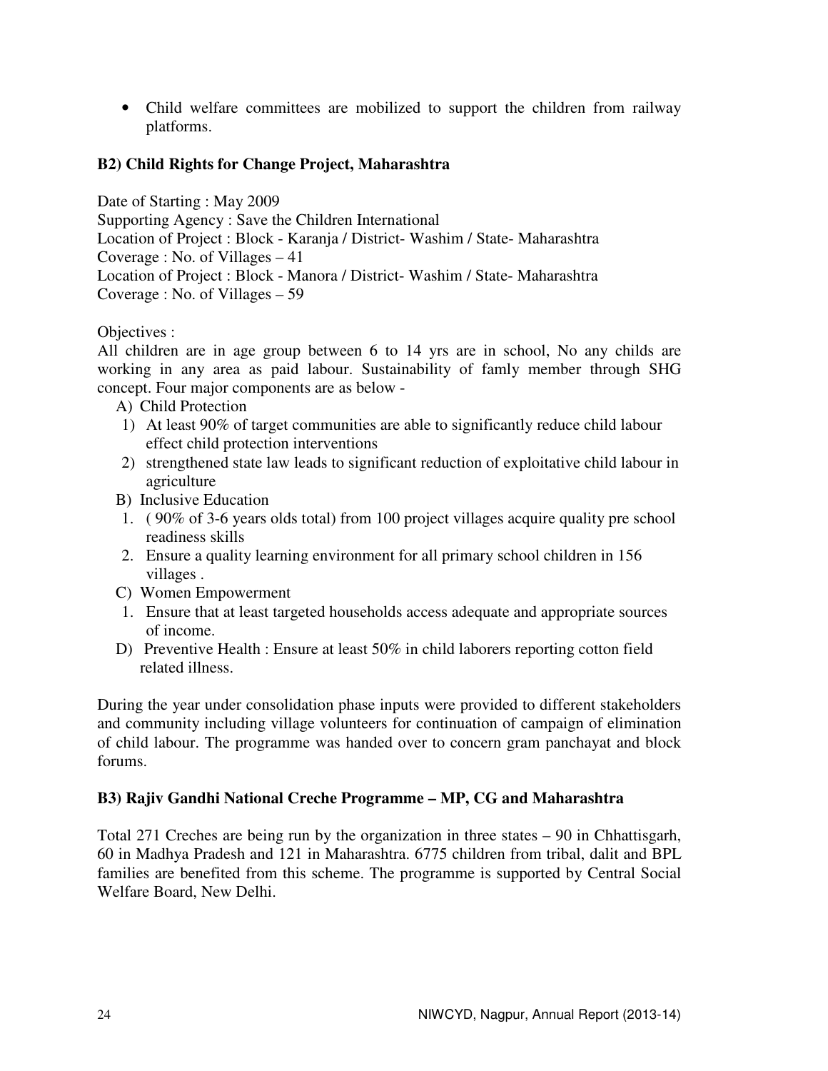- Child welfare committees are mobilized to support the children from railway platforms.

### B2) Child Rights for Change Project, Maharashtra

Date of Starting : May 2009
Supporting Agency : Save the Children International
Location of Project : Block - Karanja / District- Washim / State- Maharashtra
Coverage : No. of Villages – 41
Location of Project : Block - Manora / District- Washim / State- Maharashtra
Coverage : No. of Villages – 59

Objectives :
All children are in age group between 6 to 14 yrs are in school, No any childs are working in any area as paid labour. Sustainability of famly member through SHG concept. Four major components are as below -

A) Child Protection
 1) At least 90% of target communities are able to significantly reduce child labour effect child protection interventions
 2) strengthened state law leads to significant reduction of exploitative child labour in agriculture

B) Inclusive Education
 1. ( 90% of 3-6 years olds total) from 100 project villages acquire quality pre school readiness skills
 2. Ensure a quality learning environment for all primary school children in 156 villages .

C) Women Empowerment
 1. Ensure that at least targeted households access adequate and appropriate sources of income.

D) Preventive Health : Ensure at least 50% in child laborers reporting cotton field related illness.

During the year under consolidation phase inputs were provided to different stakeholders and community including village volunteers for continuation of campaign of elimination of child labour. The programme was handed over to concern gram panchayat and block forums.

### B3) Rajiv Gandhi National Creche Programme – MP, CG and Maharashtra

Total 271 Creches are being run by the organization in three states – 90 in Chhattisgarh, 60 in Madhya Pradesh and 121 in Maharashtra. 6775 children from tribal, dalit and BPL families are benefited from this scheme. The programme is supported by Central Social Welfare Board, New Delhi.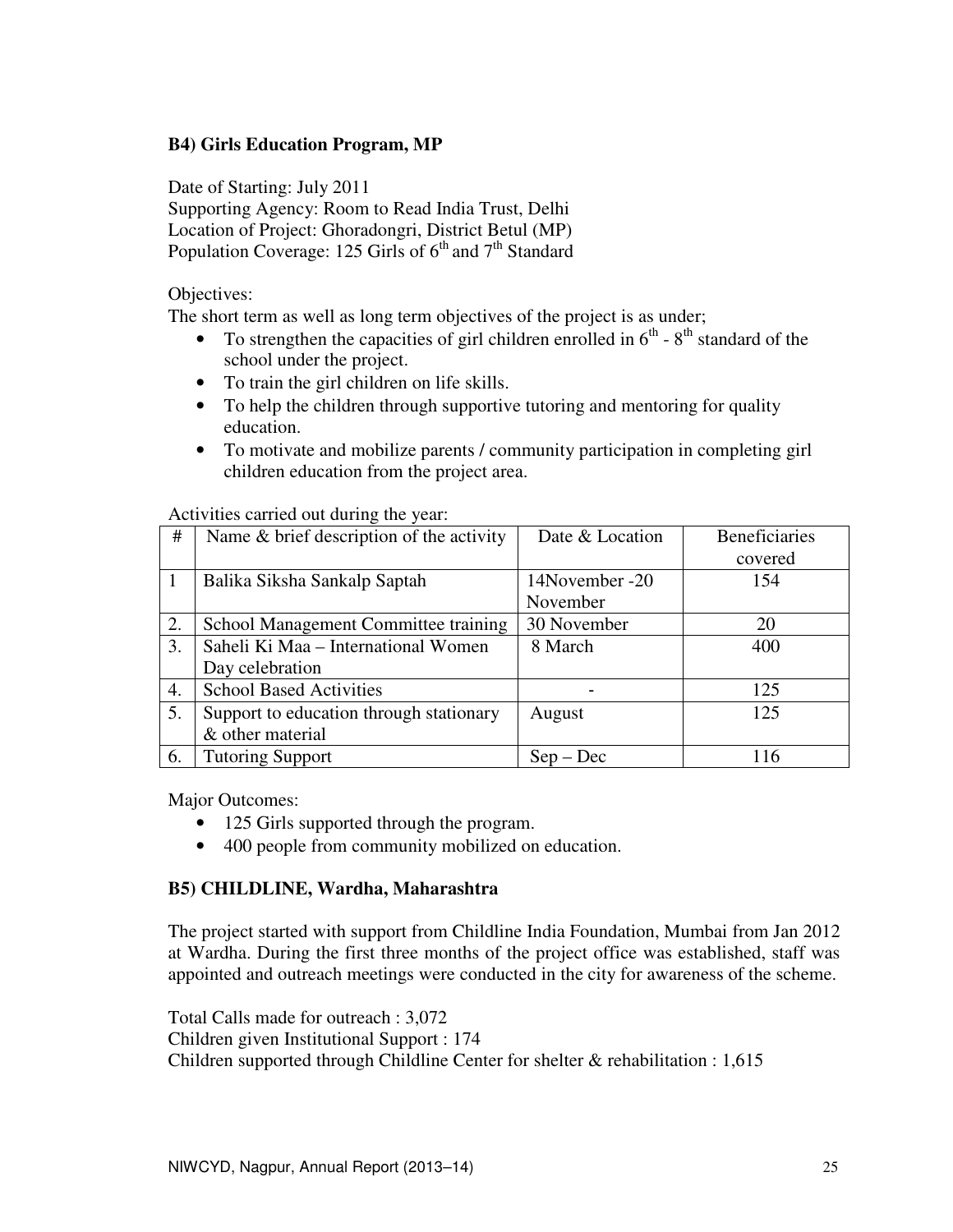### B4) Girls Education Program, MP

Date of Starting: July 2011
Supporting Agency: Room to Read India Trust, Delhi
Location of Project: Ghoradongri, District Betul (MP)
Population Coverage: 125 Girls of 6th and 7th Standard

Objectives:
The short term as well as long term objectives of the project is as under;

- To strengthen the capacities of girl children enrolled in 6th - 8th standard of the school under the project.
- To train the girl children on life skills.
- To help the children through supportive tutoring and mentoring for quality education.
- To motivate and mobilize parents / community participation in completing girl children education from the project area.

Activities carried out during the year:

| # | Name & brief description of the activity | Date & Location | Beneficiaries covered |
|---|---|---|---|
| 1 | Balika Siksha Sankalp Saptah | 14November -20 November | 154 |
| 2. | School Management Committee training | 30 November | 20 |
| 3. | Saheli Ki Maa – International Women Day celebration | 8 March | 400 |
| 4. | School Based Activities | - | 125 |
| 5. | Support to education through stationary & other material | August | 125 |
| 6. | Tutoring Support | Sep – Dec | 116 |

Major Outcomes:

- 125 Girls supported through the program.
- 400 people from community mobilized on education.

### B5) CHILDLINE, Wardha, Maharashtra

The project started with support from Childline India Foundation, Mumbai from Jan 2012 at Wardha. During the first three months of the project office was established, staff was appointed and outreach meetings were conducted in the city for awareness of the scheme.

Total Calls made for outreach : 3,072
Children given Institutional Support : 174
Children supported through Childline Center for shelter & rehabilitation : 1,615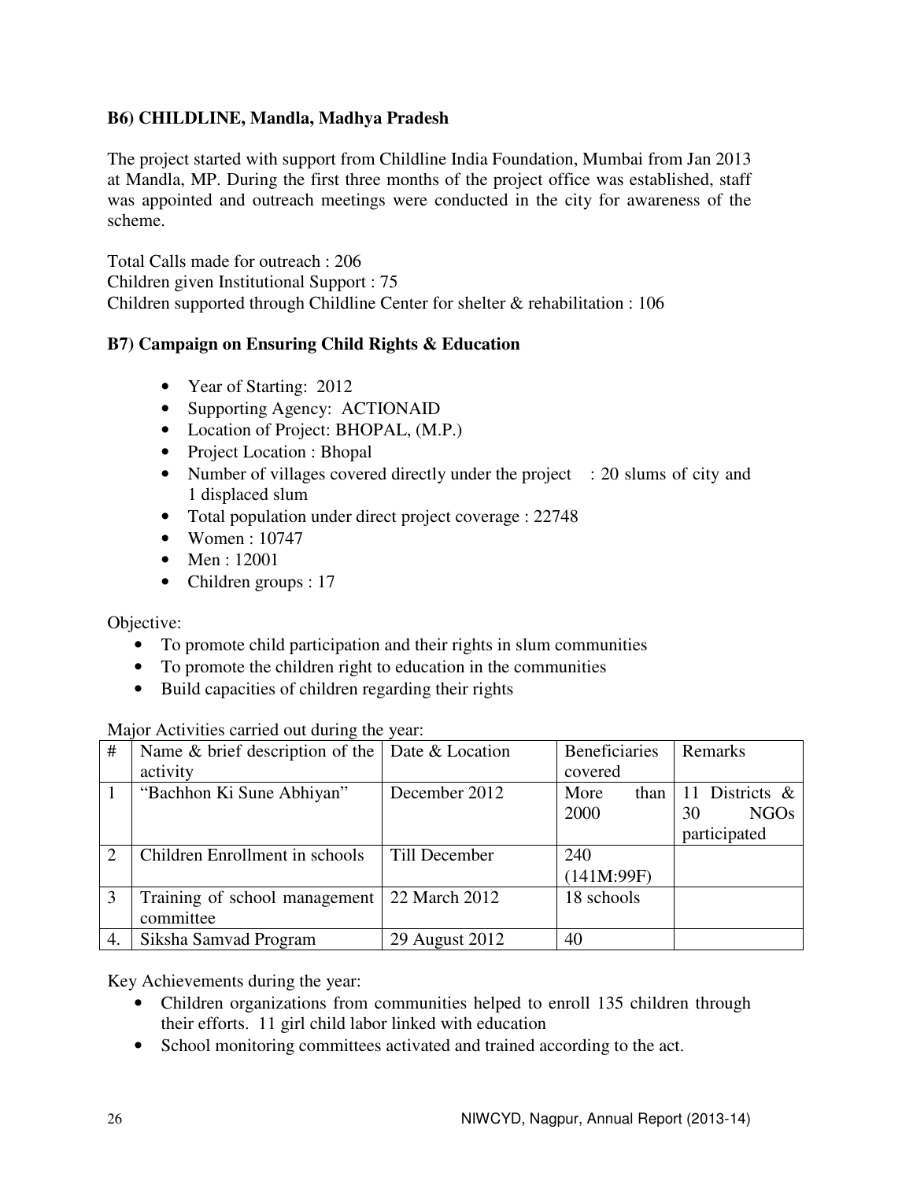**B6) CHILDLINE, Mandla, Madhya Pradesh**

The project started with support from Childline India Foundation, Mumbai from Jan 2013 at Mandla, MP. During the first three months of the project office was established, staff was appointed and outreach meetings were conducted in the city for awareness of the scheme.

Total Calls made for outreach : 206
Children given Institutional Support : 75
Children supported through Childline Center for shelter & rehabilitation : 106

**B7) Campaign on Ensuring Child Rights & Education**

- Year of Starting: 2012
- Supporting Agency: ACTIONAID
- Location of Project: BHOPAL, (M.P.)
- Project Location : Bhopal
- Number of villages covered directly under the project : 20 slums of city and 1 displaced slum
- Total population under direct project coverage : 22748
- Women : 10747
- Men : 12001
- Children groups : 17

Objective:

- To promote child participation and their rights in slum communities
- To promote the children right to education in the communities
- Build capacities of children regarding their rights

Major Activities carried out during the year:

| # | Name & brief description of the activity | Date & Location | Beneficiaries covered | Remarks |
|---|---|---|---|---|
| 1 | "Bachhon Ki Sune Abhiyan" | December 2012 | More than 2000 | 11 Districts & 30 NGOs participated |
| 2 | Children Enrollment in schools | Till December | 240 (141M:99F) | |
| 3 | Training of school management committee | 22 March 2012 | 18 schools | |
| 4. | Siksha Samvad Program | 29 August 2012 | 40 | |

Key Achievements during the year:

- Children organizations from communities helped to enroll 135 children through their efforts. 11 girl child labor linked with education
- School monitoring committees activated and trained according to the act.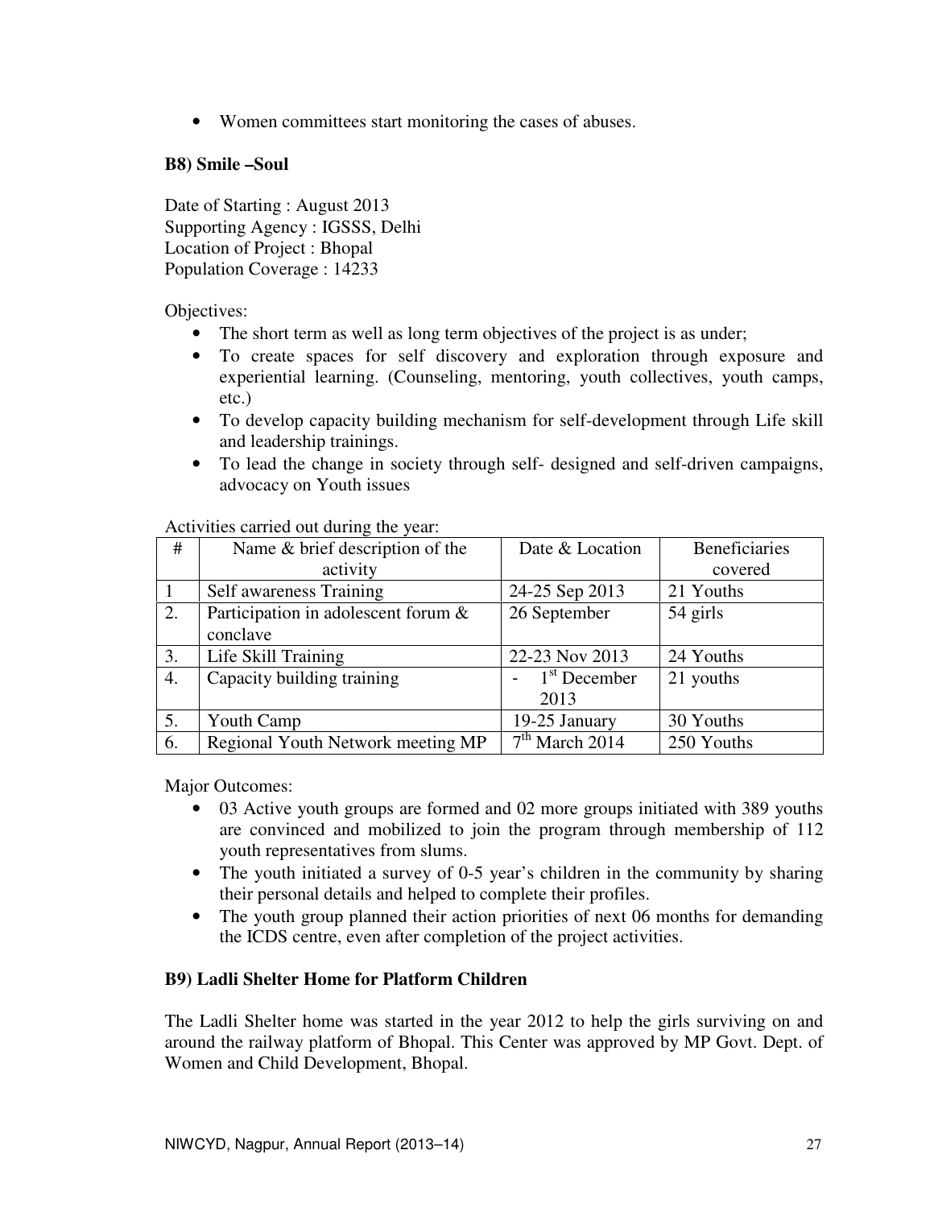- Women committees start monitoring the cases of abuses.

**B8) Smile –Soul**

Date of Starting : August 2013
Supporting Agency : IGSSS, Delhi
Location of Project : Bhopal
Population Coverage : 14233

Objectives:

- The short term as well as long term objectives of the project is as under;
- To create spaces for self discovery and exploration through exposure and experiential learning. (Counseling, mentoring, youth collectives, youth camps, etc.)
- To develop capacity building mechanism for self-development through Life skill and leadership trainings.
- To lead the change in society through self- designed and self-driven campaigns, advocacy on Youth issues

Activities carried out during the year:

| # | Name & brief description of the activity | Date & Location | Beneficiaries covered |
|---|---|---|---|
| 1 | Self awareness Training | 24-25 Sep 2013 | 21 Youths |
| 2. | Participation in adolescent forum & conclave | 26 September | 54 girls |
| 3. | Life Skill Training | 22-23 Nov 2013 | 24 Youths |
| 4. | Capacity building training | - 1st December 2013 | 21 youths |
| 5. | Youth Camp | 19-25 January | 30 Youths |
| 6. | Regional Youth Network meeting MP | 7th March 2014 | 250 Youths |

Major Outcomes:

- 03 Active youth groups are formed and 02 more groups initiated with 389 youths are convinced and mobilized to join the program through membership of 112 youth representatives from slums.
- The youth initiated a survey of 0-5 year's children in the community by sharing their personal details and helped to complete their profiles.
- The youth group planned their action priorities of next 06 months for demanding the ICDS centre, even after completion of the project activities.

**B9) Ladli Shelter Home for Platform Children**

The Ladli Shelter home was started in the year 2012 to help the girls surviving on and around the railway platform of Bhopal. This Center was approved by MP Govt. Dept. of Women and Child Development, Bhopal.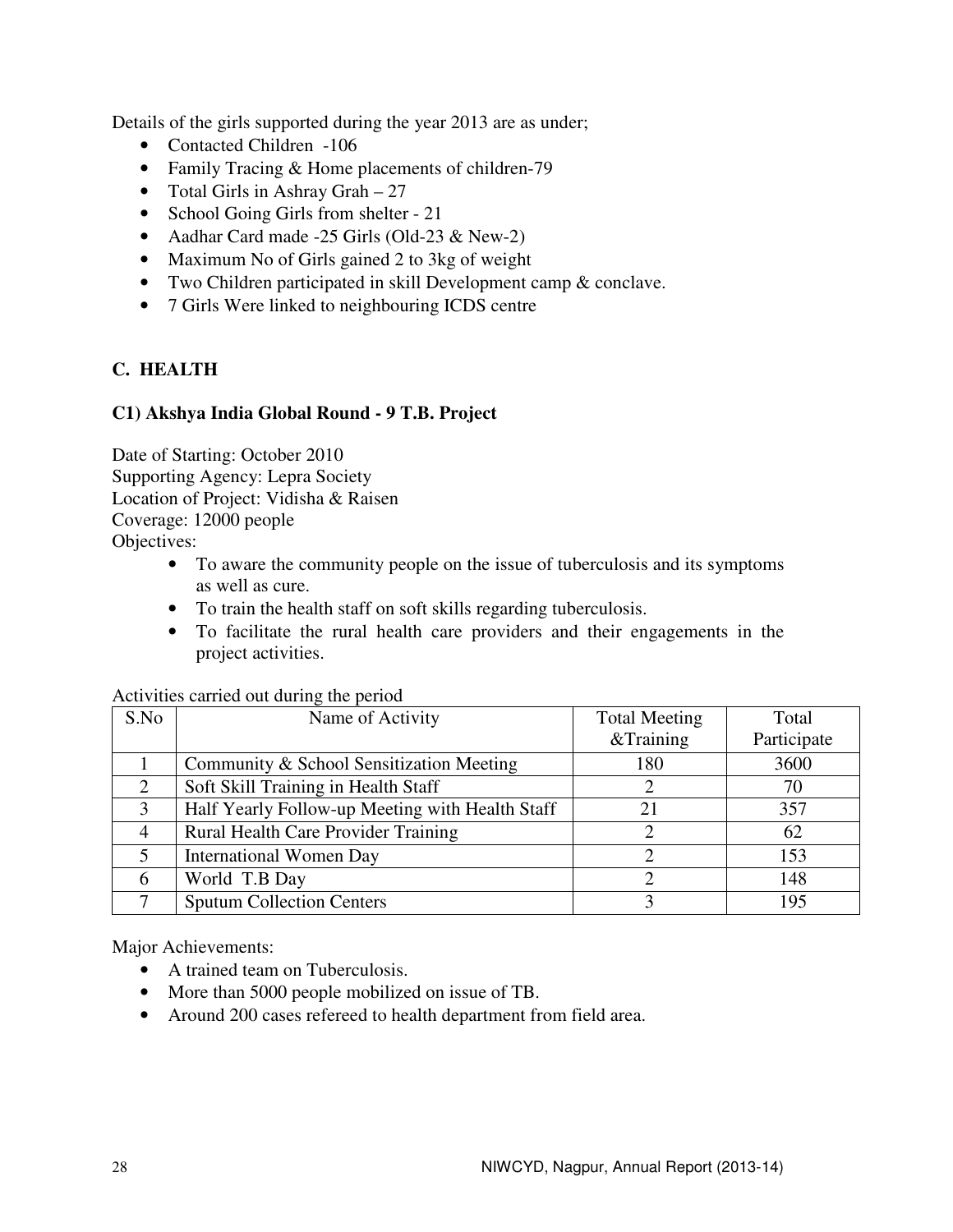Details of the girls supported during the year 2013 are as under;

- Contacted Children -106
- Family Tracing & Home placements of children-79
- Total Girls in Ashray Grah – 27
- School Going Girls from shelter - 21
- Aadhar Card made -25 Girls (Old-23 & New-2)
- Maximum No of Girls gained 2 to 3kg of weight
- Two Children participated in skill Development camp & conclave.
- 7 Girls Were linked to neighbouring ICDS centre

## C. HEALTH

### C1) Akshya India Global Round - 9 T.B. Project

Date of Starting: October 2010
Supporting Agency: Lepra Society
Location of Project: Vidisha & Raisen
Coverage: 12000 people
Objectives:

- To aware the community people on the issue of tuberculosis and its symptoms as well as cure.
- To train the health staff on soft skills regarding tuberculosis.
- To facilitate the rural health care providers and their engagements in the project activities.

Activities carried out during the period

| S.No | Name of Activity | Total Meeting &Training | Total Participate |
|---|---|---|---|
| 1 | Community & School Sensitization Meeting | 180 | 3600 |
| 2 | Soft Skill Training in Health Staff | 2 | 70 |
| 3 | Half Yearly Follow-up Meeting with Health Staff | 21 | 357 |
| 4 | Rural Health Care Provider Training | 2 | 62 |
| 5 | International Women Day | 2 | 153 |
| 6 | World T.B Day | 2 | 148 |
| 7 | Sputum Collection Centers | 3 | 195 |

Major Achievements:

- A trained team on Tuberculosis.
- More than 5000 people mobilized on issue of TB.
- Around 200 cases refereed to health department from field area.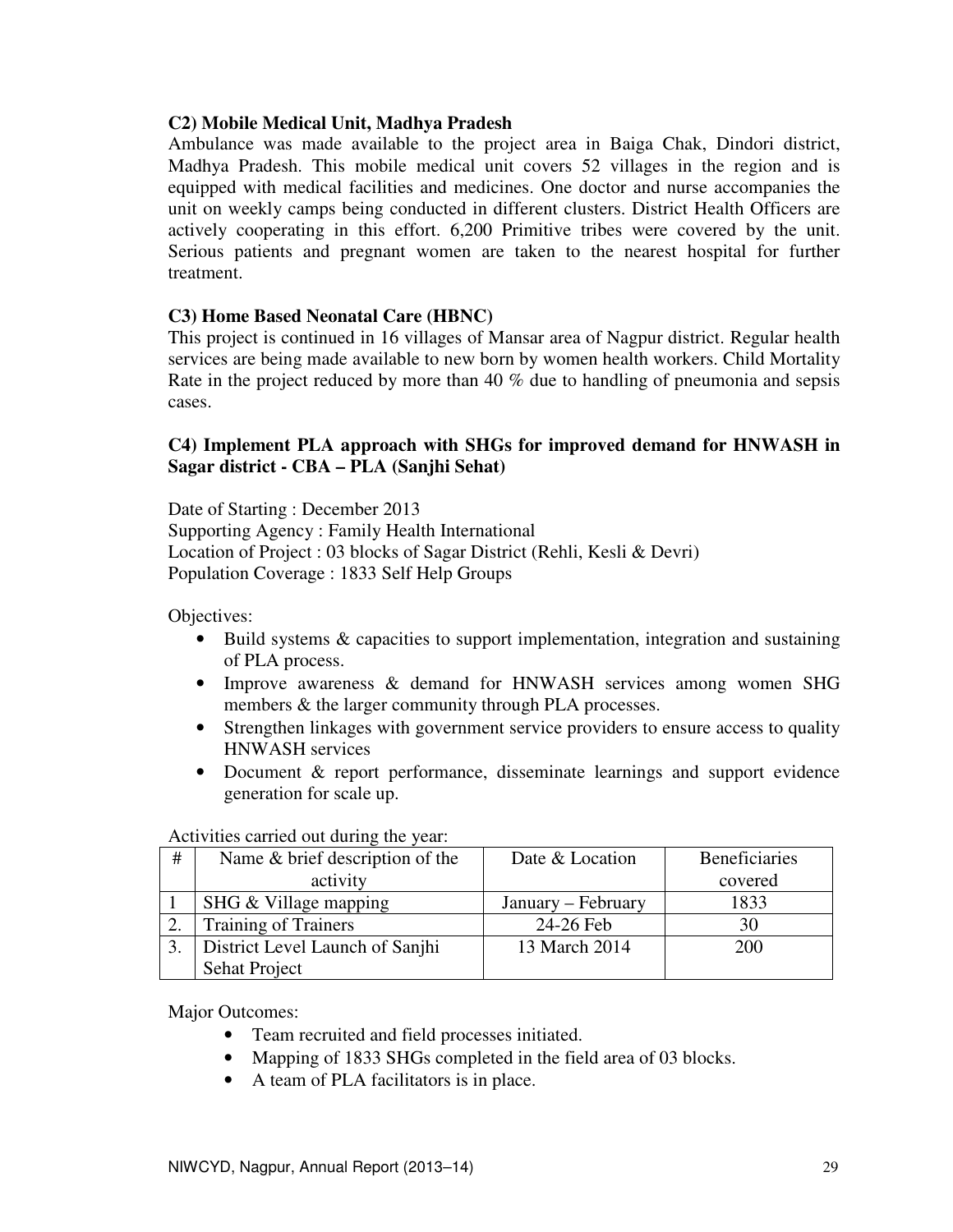### C2) Mobile Medical Unit, Madhya Pradesh

Ambulance was made available to the project area in Baiga Chak, Dindori district, Madhya Pradesh. This mobile medical unit covers 52 villages in the region and is equipped with medical facilities and medicines. One doctor and nurse accompanies the unit on weekly camps being conducted in different clusters. District Health Officers are actively cooperating in this effort. 6,200 Primitive tribes were covered by the unit. Serious patients and pregnant women are taken to the nearest hospital for further treatment.

### C3) Home Based Neonatal Care (HBNC)

This project is continued in 16 villages of Mansar area of Nagpur district. Regular health services are being made available to new born by women health workers. Child Mortality Rate in the project reduced by more than 40 % due to handling of pneumonia and sepsis cases.

### C4) Implement PLA approach with SHGs for improved demand for HNWASH in Sagar district - CBA – PLA (Sanjhi Sehat)

Date of Starting : December 2013
Supporting Agency : Family Health International
Location of Project : 03 blocks of Sagar District (Rehli, Kesli & Devri)
Population Coverage : 1833 Self Help Groups

Objectives:

- Build systems & capacities to support implementation, integration and sustaining of PLA process.
- Improve awareness & demand for HNWASH services among women SHG members & the larger community through PLA processes.
- Strengthen linkages with government service providers to ensure access to quality HNWASH services
- Document & report performance, disseminate learnings and support evidence generation for scale up.

Activities carried out during the year:

| # | Name & brief description of the activity | Date & Location | Beneficiaries covered |
|---|---|---|---|
| 1 | SHG & Village mapping | January – February | 1833 |
| 2. | Training of Trainers | 24-26 Feb | 30 |
| 3. | District Level Launch of Sanjhi Sehat Project | 13 March 2014 | 200 |

Major Outcomes:

- Team recruited and field processes initiated.
- Mapping of 1833 SHGs completed in the field area of 03 blocks.
- A team of PLA facilitators is in place.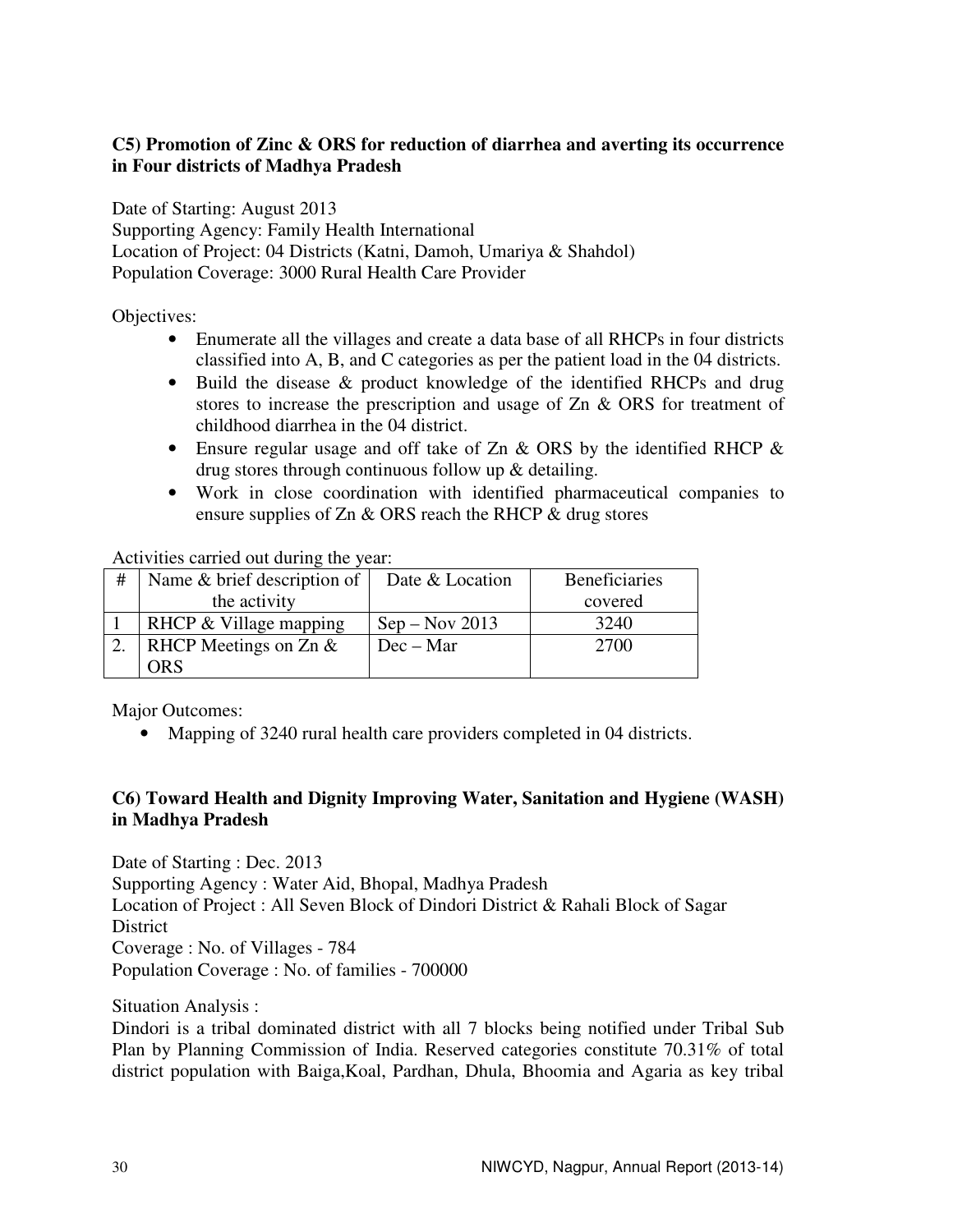### C5) Promotion of Zinc & ORS for reduction of diarrhea and averting its occurrence in Four districts of Madhya Pradesh

Date of Starting: August 2013
Supporting Agency: Family Health International
Location of Project: 04 Districts (Katni, Damoh, Umariya & Shahdol)
Population Coverage: 3000 Rural Health Care Provider

Objectives:

- Enumerate all the villages and create a data base of all RHCPs in four districts classified into A, B, and C categories as per the patient load in the 04 districts.
- Build the disease & product knowledge of the identified RHCPs and drug stores to increase the prescription and usage of Zn & ORS for treatment of childhood diarrhea in the 04 district.
- Ensure regular usage and off take of Zn & ORS by the identified RHCP & drug stores through continuous follow up & detailing.
- Work in close coordination with identified pharmaceutical companies to ensure supplies of Zn & ORS reach the RHCP & drug stores

Activities carried out during the year:

| # | Name & brief description of the activity | Date & Location | Beneficiaries covered |
|---|---|---|---|
| 1 | RHCP & Village mapping | Sep – Nov 2013 | 3240 |
| 2. | RHCP Meetings on Zn & ORS | Dec – Mar | 2700 |

Major Outcomes:

- Mapping of 3240 rural health care providers completed in 04 districts.

### C6) Toward Health and Dignity Improving Water, Sanitation and Hygiene (WASH) in Madhya Pradesh

Date of Starting : Dec. 2013
Supporting Agency : Water Aid, Bhopal, Madhya Pradesh
Location of Project : All Seven Block of Dindori District & Rahali Block of Sagar District
Coverage : No. of Villages - 784
Population Coverage : No. of families - 700000

Situation Analysis :

Dindori is a tribal dominated district with all 7 blocks being notified under Tribal Sub Plan by Planning Commission of India. Reserved categories constitute 70.31% of total district population with Baiga,Koal, Pardhan, Dhula, Bhoomia and Agaria as key tribal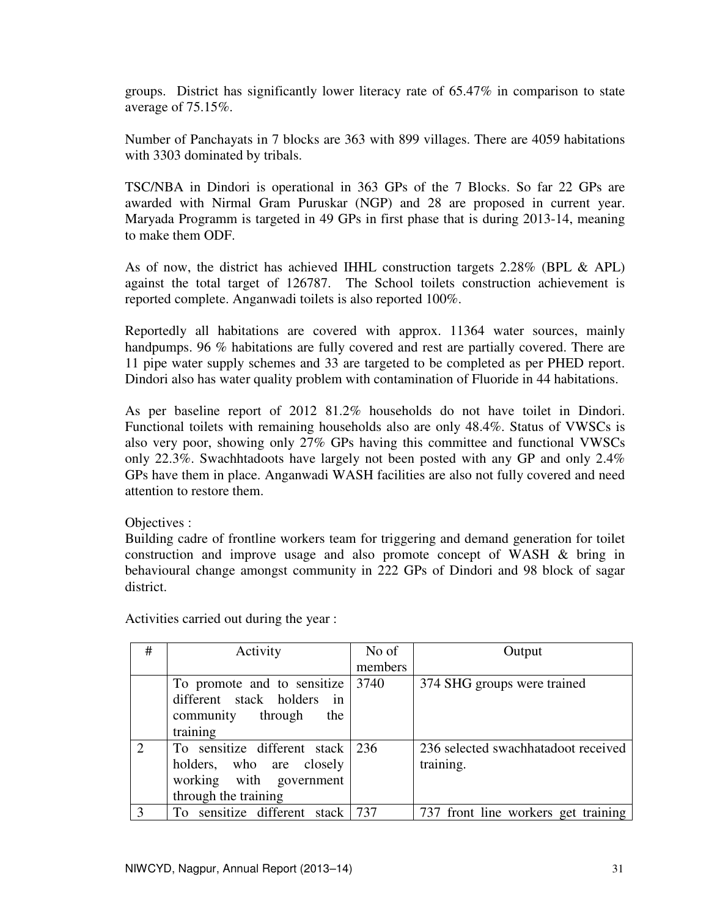groups. District has significantly lower literacy rate of 65.47% in comparison to state average of 75.15%.

Number of Panchayats in 7 blocks are 363 with 899 villages. There are 4059 habitations with 3303 dominated by tribals.

TSC/NBA in Dindori is operational in 363 GPs of the 7 Blocks. So far 22 GPs are awarded with Nirmal Gram Puruskar (NGP) and 28 are proposed in current year. Maryada Programm is targeted in 49 GPs in first phase that is during 2013-14, meaning to make them ODF.

As of now, the district has achieved IHHL construction targets 2.28% (BPL & APL) against the total target of 126787. The School toilets construction achievement is reported complete. Anganwadi toilets is also reported 100%.

Reportedly all habitations are covered with approx. 11364 water sources, mainly handpumps. 96 % habitations are fully covered and rest are partially covered. There are 11 pipe water supply schemes and 33 are targeted to be completed as per PHED report. Dindori also has water quality problem with contamination of Fluoride in 44 habitations.

As per baseline report of 2012 81.2% households do not have toilet in Dindori. Functional toilets with remaining households also are only 48.4%. Status of VWSCs is also very poor, showing only 27% GPs having this committee and functional VWSCs only 22.3%. Swachhtadoots have largely not been posted with any GP and only 2.4% GPs have them in place. Anganwadi WASH facilities are also not fully covered and need attention to restore them.

Objectives :

Building cadre of frontline workers team for triggering and demand generation for toilet construction and improve usage and also promote concept of WASH & bring in behavioural change amongst community in 222 GPs of Dindori and 98 block of sagar district.

Activities carried out during the year :

| # | Activity | No of members | Output |
|---|---|---|---|
| | To promote and to sensitize different stack holders in community through the training | 3740 | 374 SHG groups were trained |
| 2 | To sensitize different stack holders, who are closely working with government through the training | 236 | 236 selected swachhatadoot received training. |
| 3 | To sensitize different stack | 737 | 737 front line workers get training |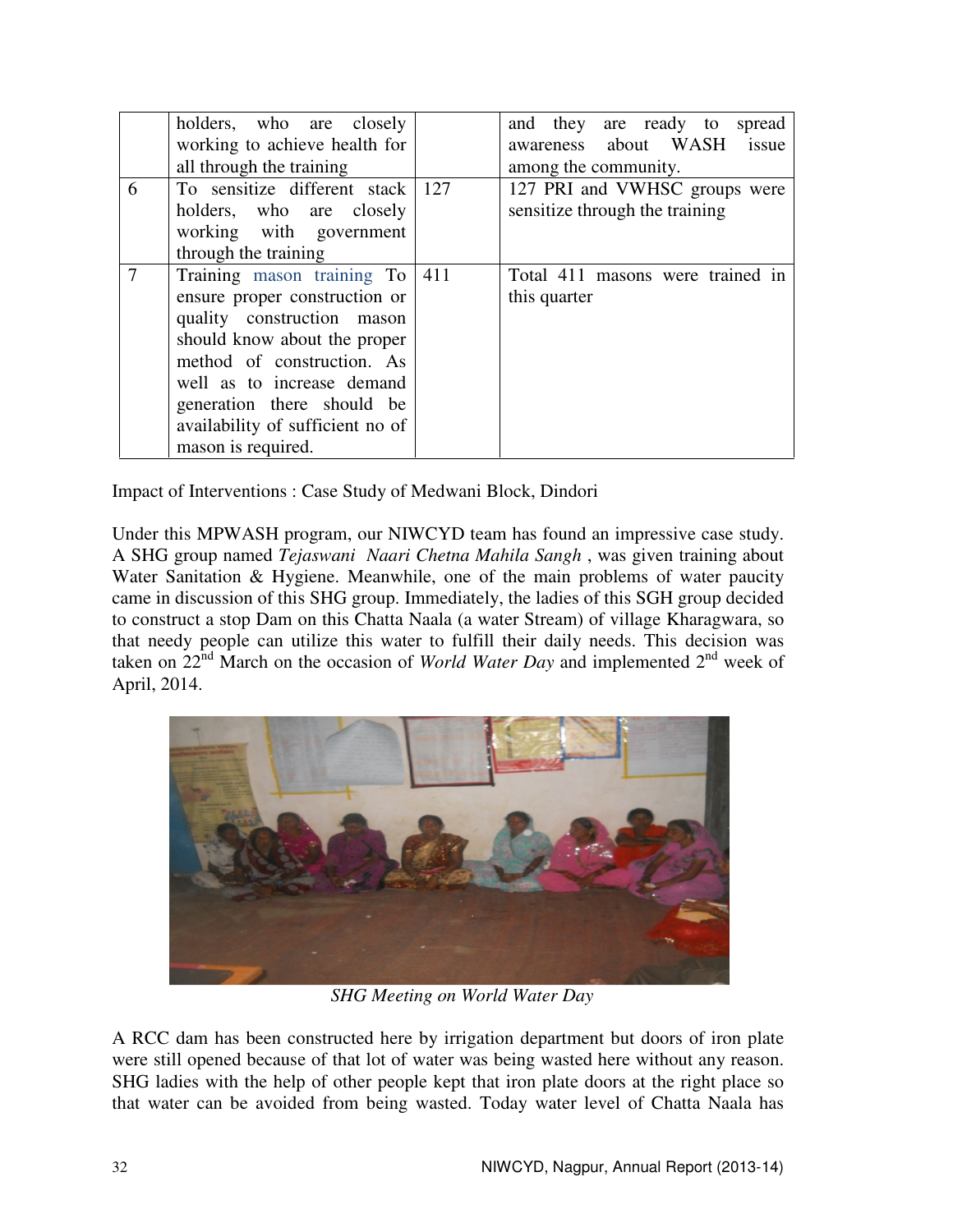| | | | |
|---|---|---|---|
| | holders, who are closely working to achieve health for all through the training | | and they are ready to spread awareness about WASH issue among the community. |
| 6 | To sensitize different stack holders, who are closely working with government through the training | 127 | 127 PRI and VWHSC groups were sensitize through the training |
| 7 | Training mason training To ensure proper construction or quality construction mason should know about the proper method of construction. As well as to increase demand generation there should be availability of sufficient no of mason is required. | 411 | Total 411 masons were trained in this quarter |

Impact of Interventions : Case Study of Medwani Block, Dindori

Under this MPWASH program, our NIWCYD team has found an impressive case study. A SHG group named *Tejaswani Naari Chetna Mahila Sangh* , was given training about Water Sanitation & Hygiene. Meanwhile, one of the main problems of water paucity came in discussion of this SHG group. Immediately, the ladies of this SGH group decided to construct a stop Dam on this Chatta Naala (a water Stream) of village Kharagwara, so that needy people can utilize this water to fulfill their daily needs. This decision was taken on 22nd March on the occasion of *World Water Day* and implemented 2nd week of April, 2014.

*SHG Meeting on World Water Day*

A RCC dam has been constructed here by irrigation department but doors of iron plate were still opened because of that lot of water was being wasted here without any reason. SHG ladies with the help of other people kept that iron plate doors at the right place so that water can be avoided from being wasted. Today water level of Chatta Naala has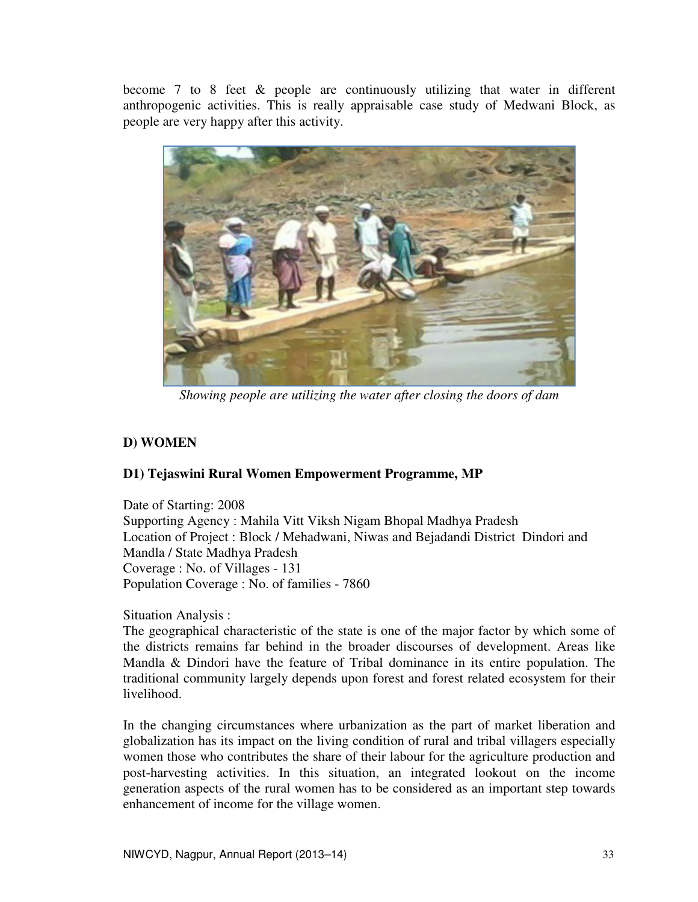become 7 to 8 feet & people are continuously utilizing that water in different anthropogenic activities. This is really appraisable case study of Medwani Block, as people are very happy after this activity.

*Showing people are utilizing the water after closing the doors of dam*

## D) WOMEN

### D1) Tejaswini Rural Women Empowerment Programme, MP

Date of Starting: 2008
Supporting Agency : Mahila Vitt Viksh Nigam Bhopal Madhya Pradesh
Location of Project : Block / Mehadwani, Niwas and Bejadandi District Dindori and Mandla / State Madhya Pradesh
Coverage : No. of Villages - 131
Population Coverage : No. of families - 7860

Situation Analysis :
The geographical characteristic of the state is one of the major factor by which some of the districts remains far behind in the broader discourses of development. Areas like Mandla & Dindori have the feature of Tribal dominance in its entire population. The traditional community largely depends upon forest and forest related ecosystem for their livelihood.

In the changing circumstances where urbanization as the part of market liberation and globalization has its impact on the living condition of rural and tribal villagers especially women those who contributes the share of their labour for the agriculture production and post-harvesting activities. In this situation, an integrated lookout on the income generation aspects of the rural women has to be considered as an important step towards enhancement of income for the village women.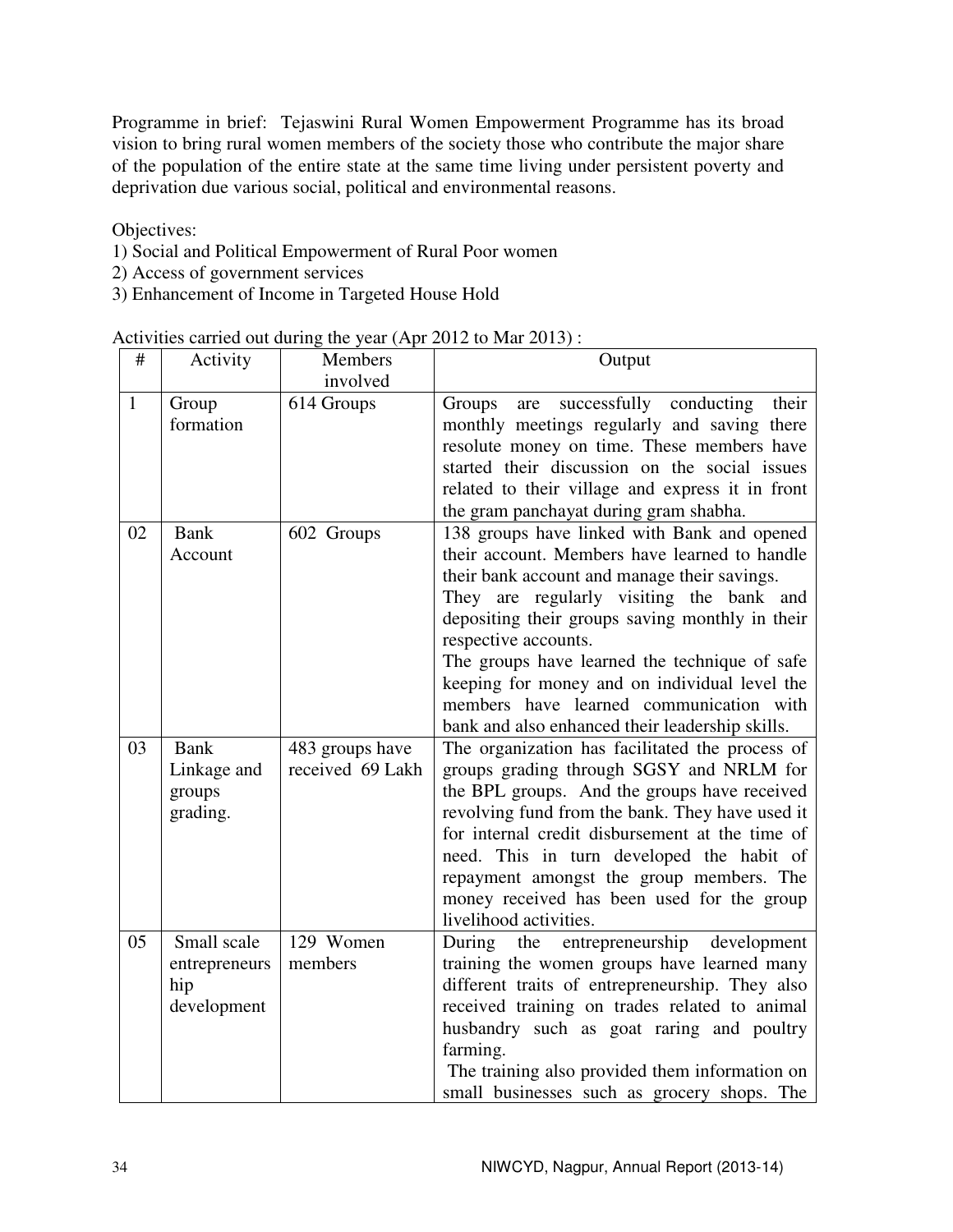Programme in brief: Tejaswini Rural Women Empowerment Programme has its broad vision to bring rural women members of the society those who contribute the major share of the population of the entire state at the same time living under persistent poverty and deprivation due various social, political and environmental reasons.

Objectives:

1) Social and Political Empowerment of Rural Poor women
2) Access of government services
3) Enhancement of Income in Targeted House Hold

Activities carried out during the year (Apr 2012 to Mar 2013) :

| # | Activity | Members involved | Output |
|---|---|---|---|
| 1 | Group formation | 614 Groups | Groups are successfully conducting their monthly meetings regularly and saving there resolute money on time. These members have started their discussion on the social issues related to their village and express it in front the gram panchayat during gram shabha. |
| 02 | Bank Account | 602 Groups | 138 groups have linked with Bank and opened their account. Members have learned to handle their bank account and manage their savings.<br>They are regularly visiting the bank and depositing their groups saving monthly in their respective accounts.<br>The groups have learned the technique of safe keeping for money and on individual level the members have learned communication with bank and also enhanced their leadership skills. |
| 03 | Bank Linkage and groups grading. | 483 groups have received 69 Lakh | The organization has facilitated the process of groups grading through SGSY and NRLM for the BPL groups. And the groups have received revolving fund from the bank. They have used it for internal credit disbursement at the time of need. This in turn developed the habit of repayment amongst the group members. The money received has been used for the group livelihood activities. |
| 05 | Small scale entrepreneurs hip development | 129 Women members | During the entrepreneurship development training the women groups have learned many different traits of entrepreneurship. They also received training on trades related to animal husbandry such as goat raring and poultry farming.<br>The training also provided them information on small businesses such as grocery shops. The |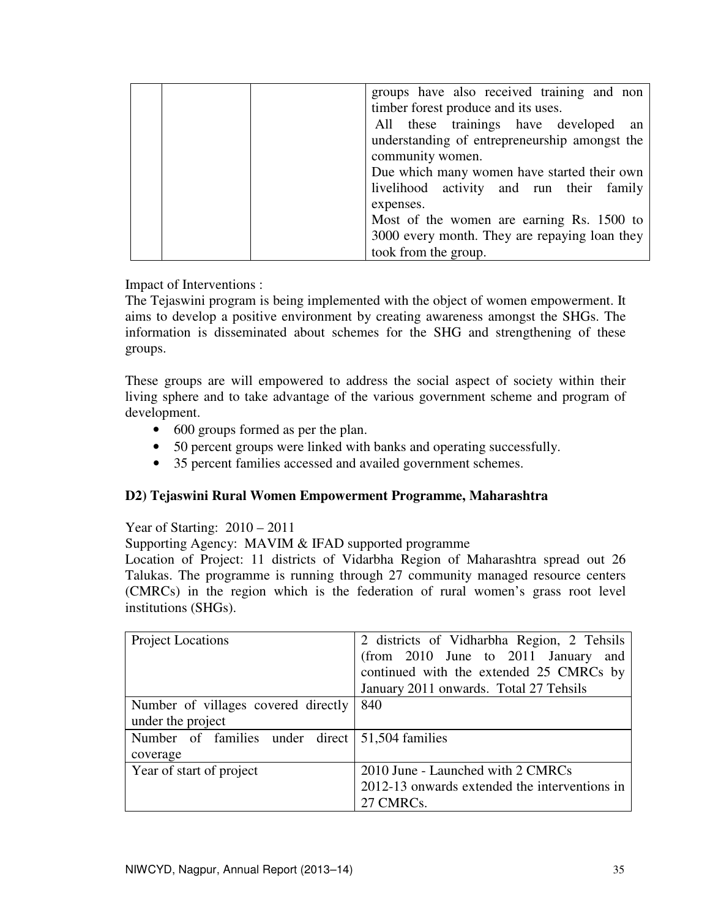| | | | groups have also received training and non timber forest produce and its uses.<br>All these trainings have developed an understanding of entrepreneurship amongst the community women.<br>Due which many women have started their own livelihood activity and run their family expenses.<br>Most of the women are earning Rs. 1500 to 3000 every month. They are repaying loan they took from the group. |
|---|---|---|---|

Impact of Interventions :

The Tejaswini program is being implemented with the object of women empowerment. It aims to develop a positive environment by creating awareness amongst the SHGs. The information is disseminated about schemes for the SHG and strengthening of these groups.

These groups are will empowered to address the social aspect of society within their living sphere and to take advantage of the various government scheme and program of development.

- 600 groups formed as per the plan.
- 50 percent groups were linked with banks and operating successfully.
- 35 percent families accessed and availed government schemes.

**D2) Tejaswini Rural Women Empowerment Programme, Maharashtra**

Year of Starting: 2010 – 2011

Supporting Agency: MAVIM & IFAD supported programme

Location of Project: 11 districts of Vidarbha Region of Maharashtra spread out 26 Talukas. The programme is running through 27 community managed resource centers (CMRCs) in the region which is the federation of rural women's grass root level institutions (SHGs).

| Project Locations | 2 districts of Vidharbha Region, 2 Tehsils (from 2010 June to 2011 January and continued with the extended 25 CMRCs by January 2011 onwards. Total 27 Tehsils |
|---|---|
| Number of villages covered directly under the project | 840 |
| Number of families under direct coverage | 51,504 families |
| Year of start of project | 2010 June - Launched with 2 CMRCs<br>2012-13 onwards extended the interventions in 27 CMRCs. |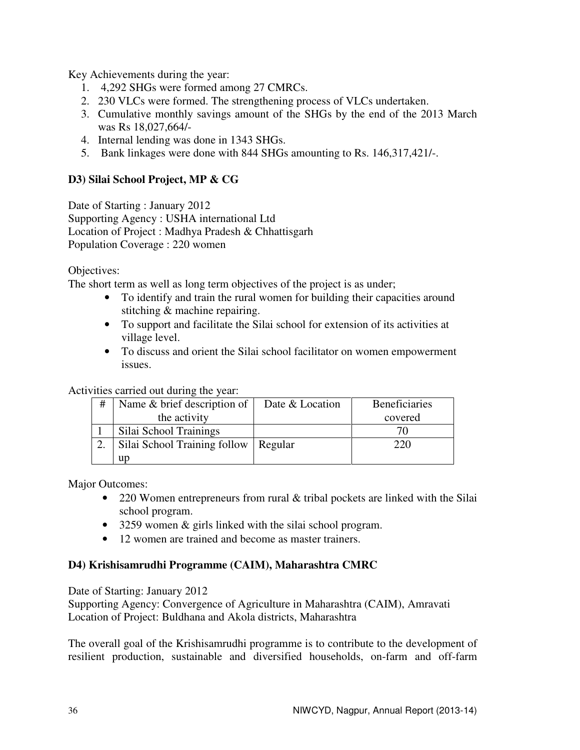Key Achievements during the year:

1. 4,292 SHGs were formed among 27 CMRCs.
2. 230 VLCs were formed. The strengthening process of VLCs undertaken.
3. Cumulative monthly savings amount of the SHGs by the end of the 2013 March was Rs 18,027,664/-
4. Internal lending was done in 1343 SHGs.
5. Bank linkages were done with 844 SHGs amounting to Rs. 146,317,421/-.

### D3) Silai School Project, MP & CG

Date of Starting : January 2012
Supporting Agency : USHA international Ltd
Location of Project : Madhya Pradesh & Chhattisgarh
Population Coverage : 220 women

Objectives:
The short term as well as long term objectives of the project is as under;

- To identify and train the rural women for building their capacities around stitching & machine repairing.
- To support and facilitate the Silai school for extension of its activities at village level.
- To discuss and orient the Silai school facilitator on women empowerment issues.

Activities carried out during the year:

| # | Name & brief description of the activity | Date & Location | Beneficiaries covered |
|---|---|---|---|
| 1 | Silai School Trainings | | 70 |
| 2. | Silai School Training follow up | Regular | 220 |

Major Outcomes:

- 220 Women entrepreneurs from rural & tribal pockets are linked with the Silai school program.
- 3259 women & girls linked with the silai school program.
- 12 women are trained and become as master trainers.

### D4) Krishisamrudhi Programme (CAIM), Maharashtra CMRC

Date of Starting: January 2012
Supporting Agency: Convergence of Agriculture in Maharashtra (CAIM), Amravati
Location of Project: Buldhana and Akola districts, Maharashtra

The overall goal of the Krishisamrudhi programme is to contribute to the development of resilient production, sustainable and diversified households, on-farm and off-farm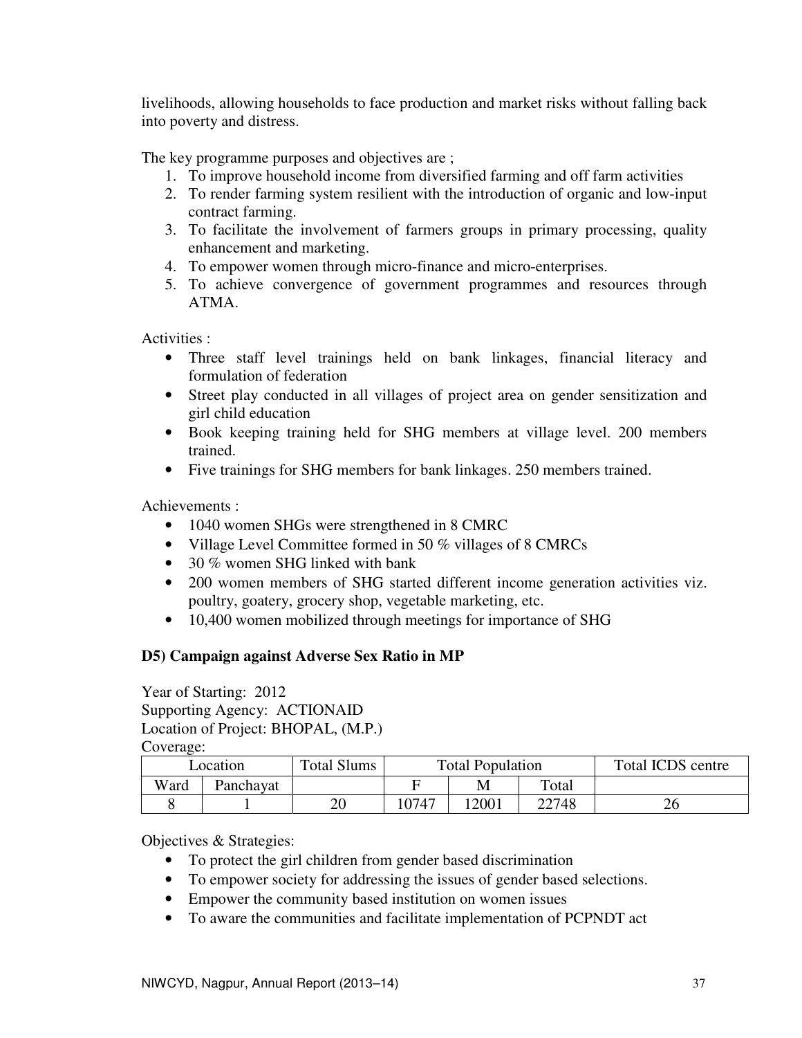livelihoods, allowing households to face production and market risks without falling back into poverty and distress.

The key programme purposes and objectives are ;

1. To improve household income from diversified farming and off farm activities
2. To render farming system resilient with the introduction of organic and low-input contract farming.
3. To facilitate the involvement of farmers groups in primary processing, quality enhancement and marketing.
4. To empower women through micro-finance and micro-enterprises.
5. To achieve convergence of government programmes and resources through ATMA.

Activities :

- Three staff level trainings held on bank linkages, financial literacy and formulation of federation
- Street play conducted in all villages of project area on gender sensitization and girl child education
- Book keeping training held for SHG members at village level. 200 members trained.
- Five trainings for SHG members for bank linkages. 250 members trained.

Achievements :

- 1040 women SHGs were strengthened in 8 CMRC
- Village Level Committee formed in 50 % villages of 8 CMRCs
- 30 % women SHG linked with bank
- 200 women members of SHG started different income generation activities viz. poultry, goatery, grocery shop, vegetable marketing, etc.
- 10,400 women mobilized through meetings for importance of SHG

**D5) Campaign against Adverse Sex Ratio in MP**

Year of Starting: 2012
Supporting Agency: ACTIONAID
Location of Project: BHOPAL, (M.P.)
Coverage:

| Location | | Total Slums | Total Population | | | Total ICDS centre |
|---|---|---|---|---|---|---|
| Ward | Panchayat | | F | M | Total | |
| 8 | 1 | 20 | 10747 | 12001 | 22748 | 26 |

Objectives & Strategies:

- To protect the girl children from gender based discrimination
- To empower society for addressing the issues of gender based selections.
- Empower the community based institution on women issues
- To aware the communities and facilitate implementation of PCPNDT act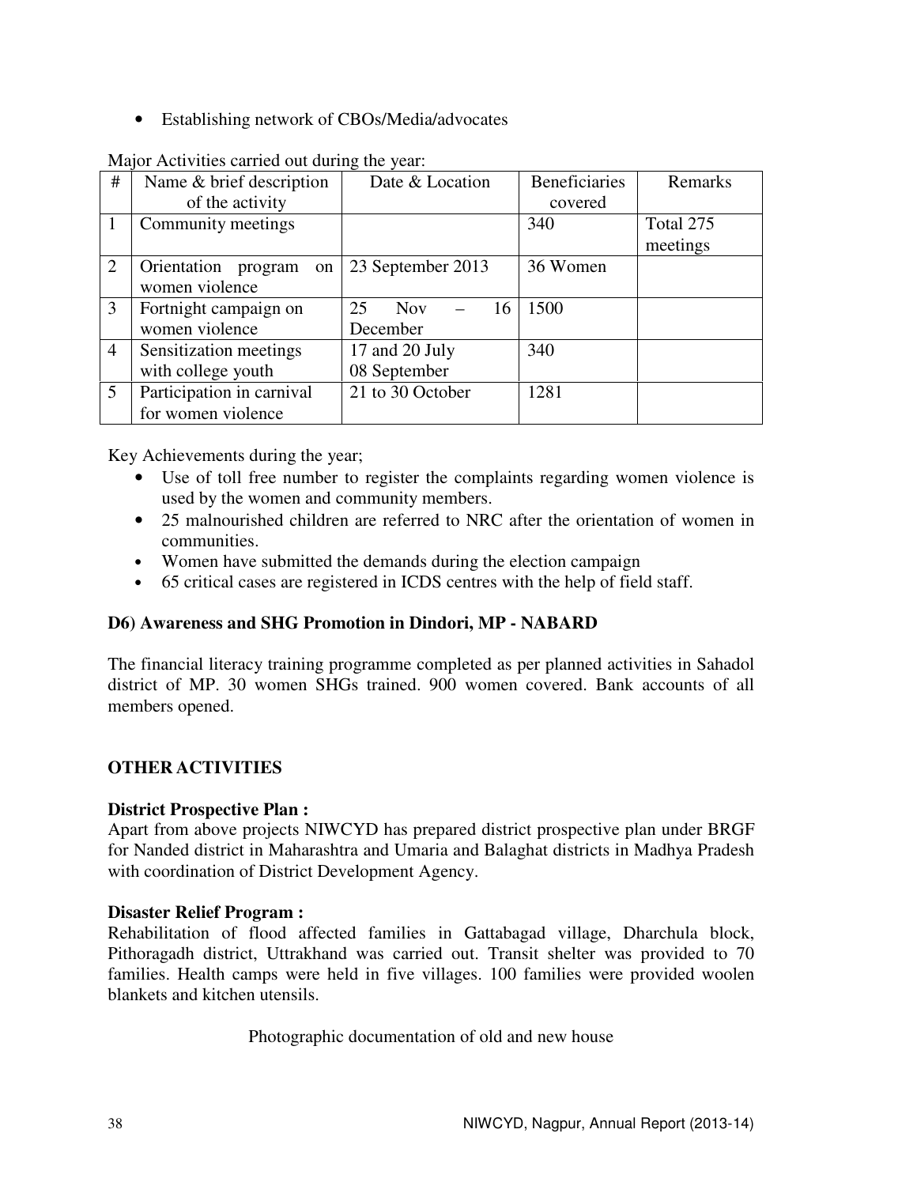- Establishing network of CBOs/Media/advocates

Major Activities carried out during the year:

| # | Name & brief description of the activity | Date & Location | Beneficiaries covered | Remarks |
|---|---|---|---|---|
| 1 | Community meetings | | 340 | Total 275 meetings |
| 2 | Orientation program on women violence | 23 September 2013 | 36 Women | |
| 3 | Fortnight campaign on women violence | 25 Nov – 16 December | 1500 | |
| 4 | Sensitization meetings with college youth | 17 and 20 July 08 September | 340 | |
| 5 | Participation in carnival for women violence | 21 to 30 October | 1281 | |

Key Achievements during the year;

- Use of toll free number to register the complaints regarding women violence is used by the women and community members.
- 25 malnourished children are referred to NRC after the orientation of women in communities.
- Women have submitted the demands during the election campaign
- 65 critical cases are registered in ICDS centres with the help of field staff.

**D6) Awareness and SHG Promotion in Dindori, MP - NABARD**

The financial literacy training programme completed as per planned activities in Sahadol district of MP. 30 women SHGs trained. 900 women covered. Bank accounts of all members opened.

**OTHER ACTIVITIES**

**District Prospective Plan :**
Apart from above projects NIWCYD has prepared district prospective plan under BRGF for Nanded district in Maharashtra and Umaria and Balaghat districts in Madhya Pradesh with coordination of District Development Agency.

**Disaster Relief Program :**
Rehabilitation of flood affected families in Gattabagad village, Dharchula block, Pithoragadh district, Uttrakhand was carried out. Transit shelter was provided to 70 families. Health camps were held in five villages. 100 families were provided woolen blankets and kitchen utensils.

Photographic documentation of old and new house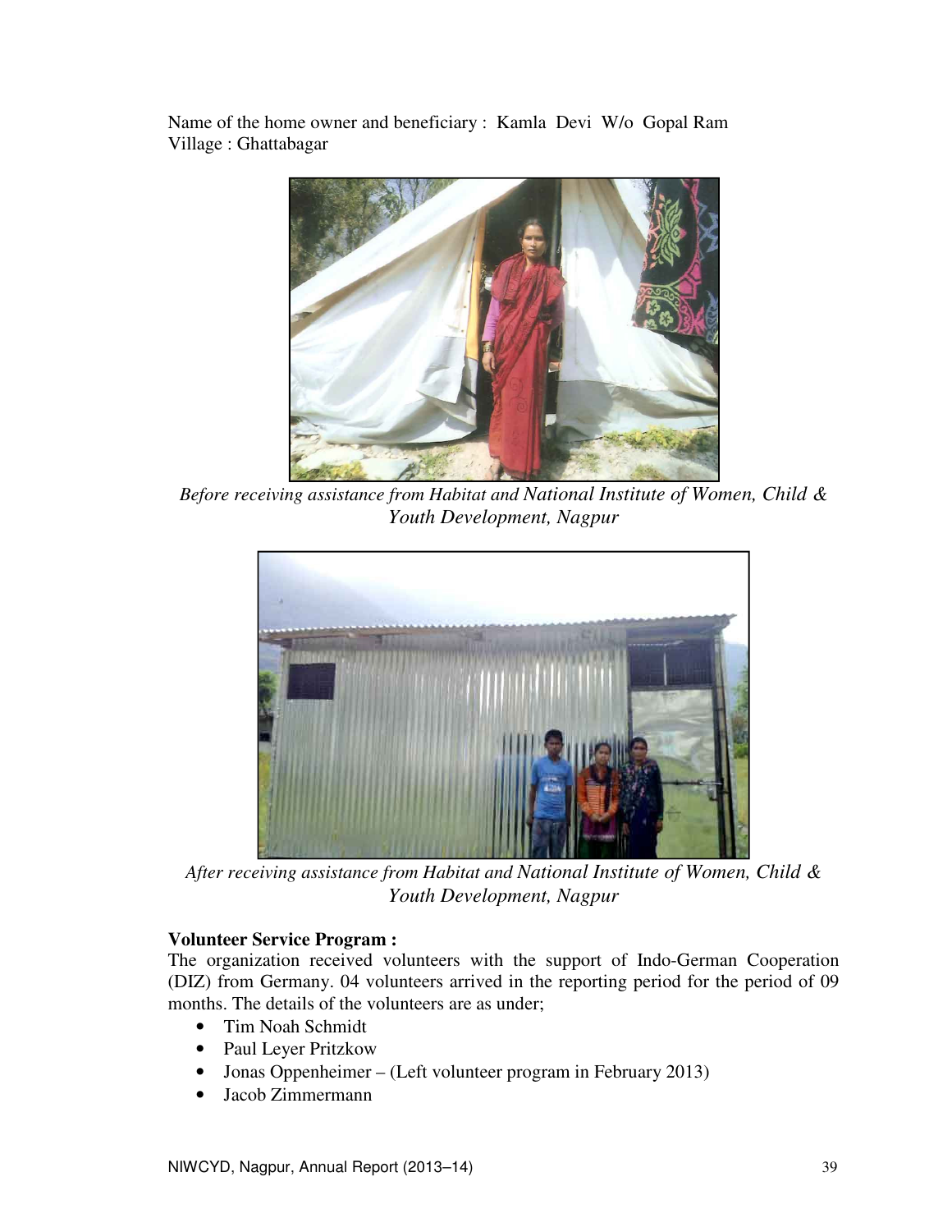Name of the home owner and beneficiary : Kamla Devi W/o Gopal Ram
Village : Ghattabagar

*Before receiving assistance from Habitat and National Institute of Women, Child & Youth Development, Nagpur*

*After receiving assistance from Habitat and National Institute of Women, Child & Youth Development, Nagpur*

**Volunteer Service Program :**

The organization received volunteers with the support of Indo-German Cooperation (DIZ) from Germany. 04 volunteers arrived in the reporting period for the period of 09 months. The details of the volunteers are as under;

- Tim Noah Schmidt
- Paul Leyer Pritzkow
- Jonas Oppenheimer – (Left volunteer program in February 2013)
- Jacob Zimmermann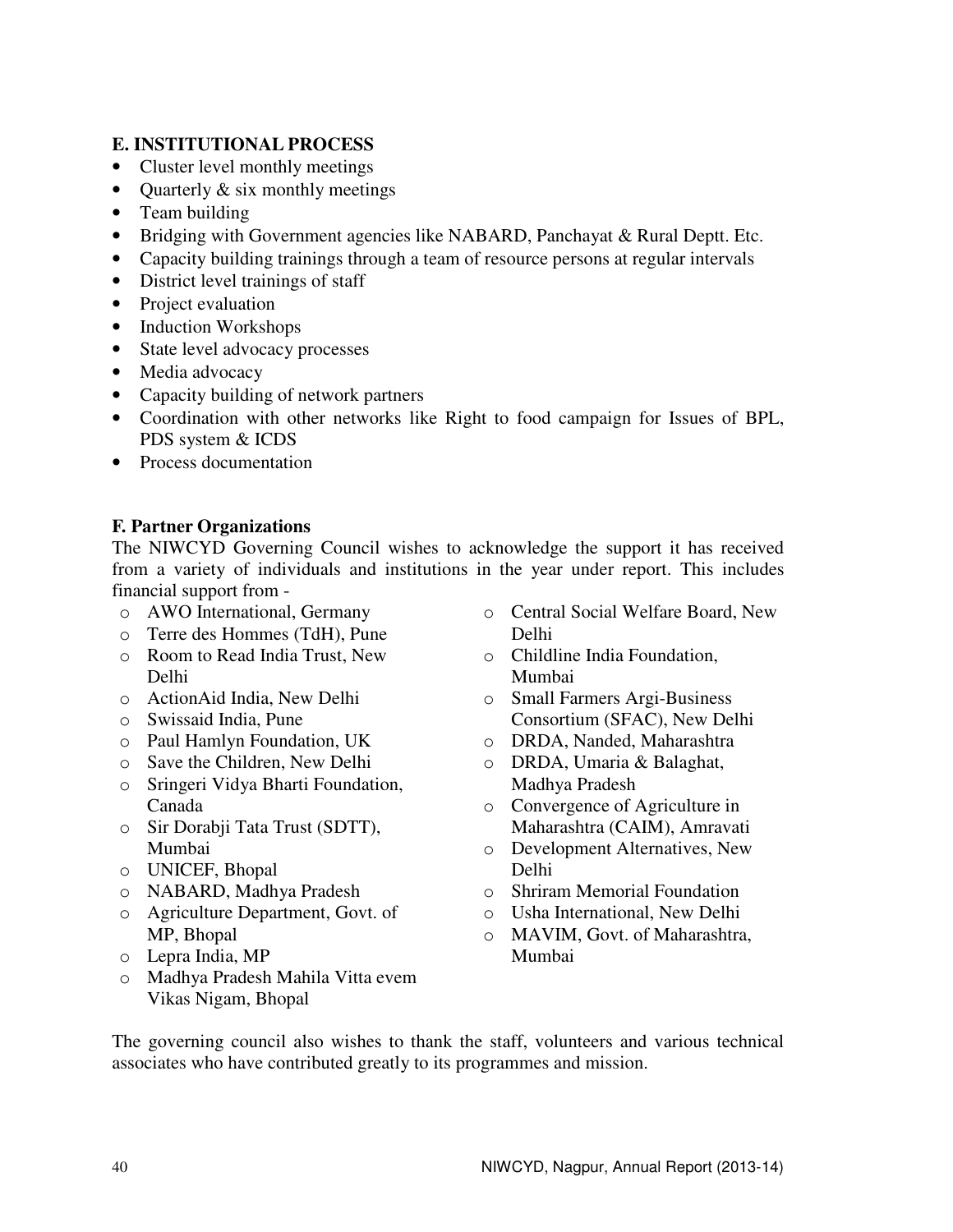## E. INSTITUTIONAL PROCESS

- Cluster level monthly meetings
- Quarterly & six monthly meetings
- Team building
- Bridging with Government agencies like NABARD, Panchayat & Rural Deptt. Etc.
- Capacity building trainings through a team of resource persons at regular intervals
- District level trainings of staff
- Project evaluation
- Induction Workshops
- State level advocacy processes
- Media advocacy
- Capacity building of network partners
- Coordination with other networks like Right to food campaign for Issues of BPL, PDS system & ICDS
- Process documentation

## F. Partner Organizations

The NIWCYD Governing Council wishes to acknowledge the support it has received from a variety of individuals and institutions in the year under report. This includes financial support from -

- AWO International, Germany
- Terre des Hommes (TdH), Pune
- Room to Read India Trust, New Delhi
- ActionAid India, New Delhi
- Swissaid India, Pune
- Paul Hamlyn Foundation, UK
- Save the Children, New Delhi
- Sringeri Vidya Bharti Foundation, Canada
- Sir Dorabji Tata Trust (SDTT), Mumbai
- UNICEF, Bhopal
- NABARD, Madhya Pradesh
- Agriculture Department, Govt. of MP, Bhopal
- Lepra India, MP
- Madhya Pradesh Mahila Vitta evem Vikas Nigam, Bhopal
- Central Social Welfare Board, New Delhi
- Childline India Foundation, Mumbai
- Small Farmers Argi-Business Consortium (SFAC), New Delhi
- DRDA, Nanded, Maharashtra
- DRDA, Umaria & Balaghat, Madhya Pradesh
- Convergence of Agriculture in Maharashtra (CAIM), Amravati
- Development Alternatives, New Delhi
- Shriram Memorial Foundation
- Usha International, New Delhi
- MAVIM, Govt. of Maharashtra, Mumbai

The governing council also wishes to thank the staff, volunteers and various technical associates who have contributed greatly to its programmes and mission.